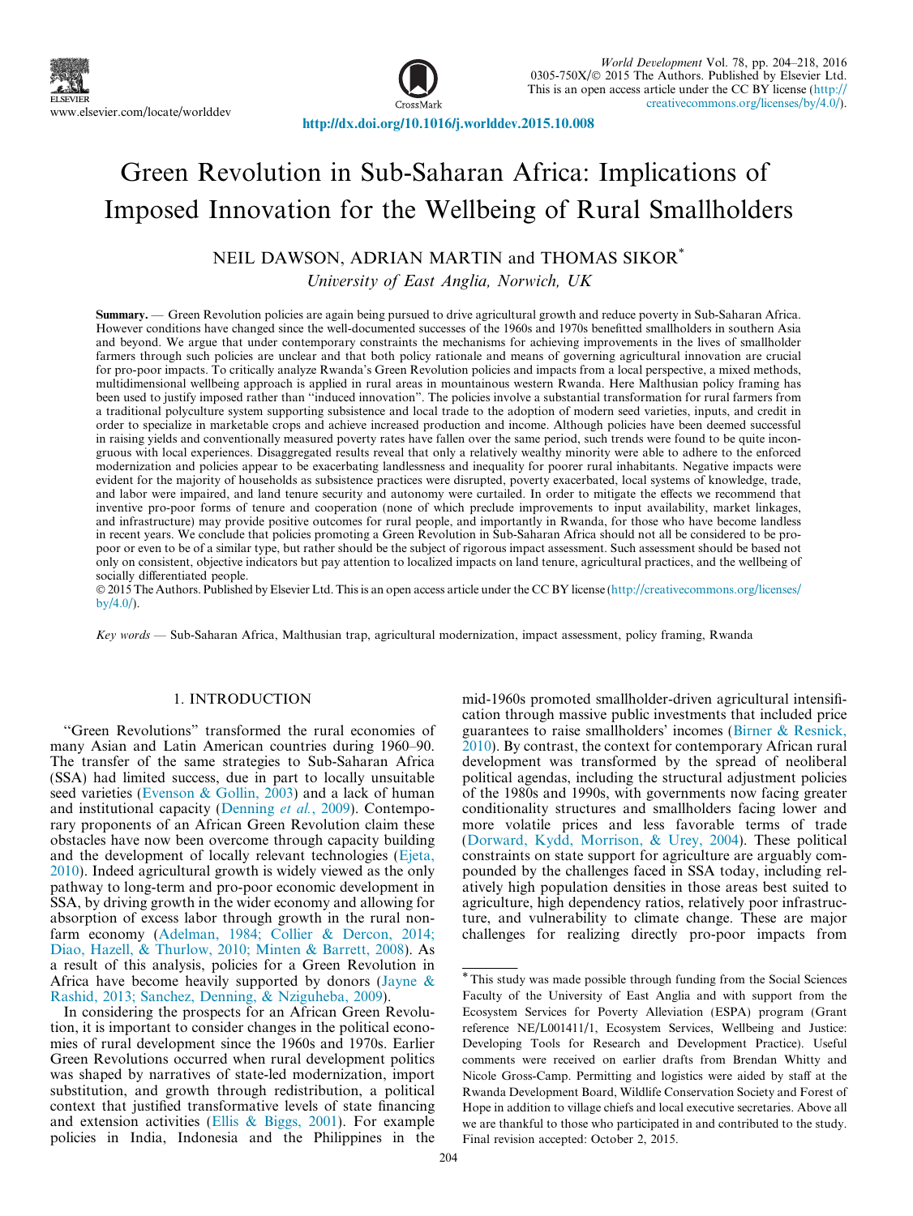# Green Revolution in Sub-Saharan Africa: Implications of Imposed Innovation for the Wellbeing of Rural Smallholders

NEIL DAWSON, ADRIAN MARTIN and THOMAS SIKOR*

*University of East Anglia, Norwich, UK*

**Summary.** — Green Revolution policies are again being pursued to drive agricultural growth and reduce poverty in Sub-Saharan Africa. However conditions have changed since the well-documented successes of the 1960s and 1970s benefitted smallholders in southern Asia and beyond. We argue that under contemporary constraints the mechanisms for achieving improvements in the lives of smallholder farmers through such policies are unclear and that both policy rationale and means of governing agricultural innovation are crucial for pro-poor impacts. To critically analyze Rwanda's Green Revolution policies and impacts from a local perspective, a mixed methods, multidimensional wellbeing approach is applied in rural areas in mountainous western Rwanda. Here Malthusian policy framing has been used to justify imposed rather than "induced innovation". The policies involve a substantial transformation for rural farmers from a traditional polyculture system supporting subsistence and local trade to the adoption of modern seed varieties, inputs, and credit in order to specialize in marketable crops and achieve increased production and income. Although policies have been deemed successful in raising yields and conventionally measured poverty rates have fallen over the same period, such trends were found to be quite incongruous with local experiences. Disaggregated results reveal that only a relatively wealthy minority were able to adhere to the enforced modernization and policies appear to be exacerbating landlessness and inequality for poorer rural inhabitants. Negative impacts were evident for the majority of households as subsistence practices were disrupted, poverty exacerbated, local systems of knowledge, trade, and labor were impaired, and land tenure security and autonomy were curtailed. In order to mitigate the effects we recommend that inventive pro-poor forms of tenure and cooperation (none of which preclude improvements to input availability, market linkages, and infrastructure) may provide positive outcomes for rural people, and importantly in Rwanda, for those who have become landless in recent years. We conclude that policies promoting a Green Revolution in Sub-Saharan Africa should not all be considered to be pro-poor or even to be of a similar type, but rather should be the subject of rigorous impact assessment. Such assessment should be based not only on consistent, objective indicators but pay attention to localized impacts on land tenure, agricultural practices, and the wellbeing of socially differentiated people.

© 2015 The Authors. Published by Elsevier Ltd. This is an open access article under the CC BY license (http://creativecommons.org/licenses/by/4.0/).

*Key words* — Sub-Saharan Africa, Malthusian trap, agricultural modernization, impact assessment, policy framing, Rwanda

## 1. INTRODUCTION

"Green Revolutions" transformed the rural economies of many Asian and Latin American countries during 1960–90. The transfer of the same strategies to Sub-Saharan Africa (SSA) had limited success, due in part to locally unsuitable seed varieties (Evenson & Gollin, 2003) and a lack of human and institutional capacity (Denning *et al.*, 2009). Contemporary proponents of an African Green Revolution claim these obstacles have now been overcome through capacity building and the development of locally relevant technologies (Ejeta, 2010). Indeed agricultural growth is widely viewed as the only pathway to long-term and pro-poor economic development in SSA, by driving growth in the wider economy and allowing for absorption of excess labor through growth in the rural non-farm economy (Adelman, 1984; Collier & Dercon, 2014; Diao, Hazell, & Thurlow, 2010; Minten & Barrett, 2008). As a result of this analysis, policies for a Green Revolution in Africa have become heavily supported by donors (Jayne & Rashid, 2013; Sanchez, Denning, & Nziguheba, 2009).

In considering the prospects for an African Green Revolution, it is important to consider changes in the political economies of rural development since the 1960s and 1970s. Earlier Green Revolutions occurred when rural development politics was shaped by narratives of state-led modernization, import substitution, and growth through redistribution, a political context that justified transformative levels of state financing and extension activities (Ellis & Biggs, 2001). For example policies in India, Indonesia and the Philippines in the mid-1960s promoted smallholder-driven agricultural intensification through massive public investments that included price guarantees to raise smallholders' incomes (Birner & Resnick, 2010). By contrast, the context for contemporary African rural development was transformed by the spread of neoliberal political agendas, including the structural adjustment policies of the 1980s and 1990s, with governments now facing greater conditionality structures and smallholders facing lower and more volatile prices and less favorable terms of trade (Dorward, Kydd, Morrison, & Urey, 2004). These political constraints on state support for agriculture are arguably compounded by the challenges faced in SSA today, including relatively high population densities in those areas best suited to agriculture, high dependency ratios, relatively poor infrastructure, and vulnerability to climate change. These are major challenges for realizing directly pro-poor impacts from

---

* This study was made possible through funding from the Social Sciences Faculty of the University of East Anglia and with support from the Ecosystem Services for Poverty Alleviation (ESPA) program (Grant reference NE/L001411/1, Ecosystem Services, Wellbeing and Justice: Developing Tools for Research and Development Practice). Useful comments were received on earlier drafts from Brendan Whitty and Nicole Gross-Camp. Permitting and logistics were aided by staff at the Rwanda Development Board, Wildlife Conservation Society and Forest of Hope in addition to village chiefs and local executive secretaries. Above all we are thankful to those who participated in and contributed to the study. Final revision accepted: October 2, 2015.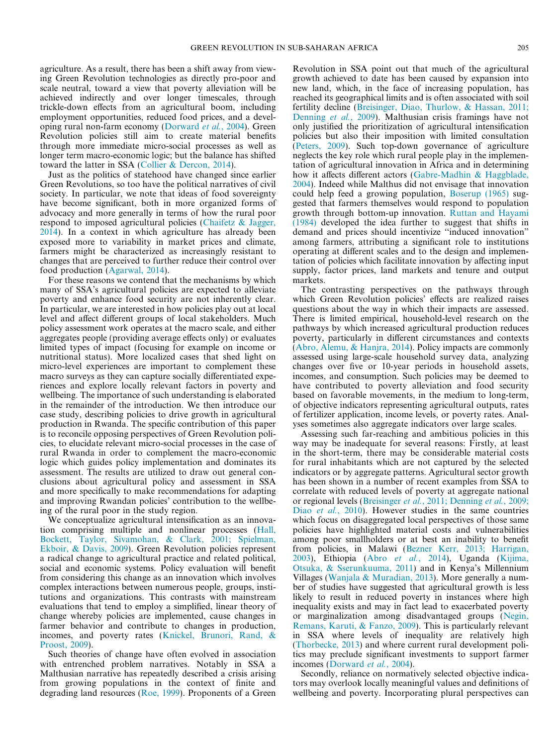agriculture. As a result, there has been a shift away from viewing Green Revolution technologies as directly pro-poor and scale neutral, toward a view that poverty alleviation will be achieved indirectly and over longer timescales, through trickle-down effects from an agricultural boom, including employment opportunities, reduced food prices, and a developing rural non-farm economy (Dorward *et al.*, 2004). Green Revolution policies still aim to create material benefits through more immediate micro-social processes as well as longer term macro-economic logic; but the balance has shifted toward the latter in SSA (Collier & Dercon, 2014).

Just as the politics of statehood have changed since earlier Green Revolutions, so too have the political narratives of civil society. In particular, we note that ideas of food sovereignty have become significant, both in more organized forms of advocacy and more generally in terms of how the rural poor respond to imposed agricultural policies (Chaifetz & Jagger, 2014). In a context in which agriculture has already been exposed more to variability in market prices and climate, farmers might be characterized as increasingly resistant to changes that are perceived to further reduce their control over food production (Agarwal, 2014).

For these reasons we contend that the mechanisms by which many of SSA's agricultural policies are expected to alleviate poverty and enhance food security are not inherently clear. In particular, we are interested in how policies play out at local level and affect different groups of local stakeholders. Much policy assessment work operates at the macro scale, and either aggregates people (providing average effects only) or evaluates limited types of impact (focusing for example on income or nutritional status). More localized cases that shed light on micro-level experiences are important to complement these macro surveys as they can capture socially differentiated experiences and explore locally relevant factors in poverty and wellbeing. The importance of such understanding is elaborated in the remainder of the introduction. We then introduce our case study, describing policies to drive growth in agricultural production in Rwanda. The specific contribution of this paper is to reconcile opposing perspectives of Green Revolution policies, to elucidate relevant micro-social processes in the case of rural Rwanda in order to complement the macro-economic logic which guides policy implementation and dominates its assessment. The results are utilized to draw out general conclusions about agricultural policy and assessment in SSA and more specifically to make recommendations for adapting and improving Rwandan policies' contribution to the wellbeing of the rural poor in the study region.

We conceptualize agricultural intensification as an innovation comprising multiple and nonlinear processes (Hall, Bockett, Taylor, Sivamohan, & Clark, 2001; Spielman, Ekboir, & Davis, 2009). Green Revolution policies represent a radical change to agricultural practice and related political, social and economic systems. Policy evaluation will benefit from considering this change as an innovation which involves complex interactions between numerous people, groups, institutions and organizations. This contrasts with mainstream evaluations that tend to employ a simplified, linear theory of change whereby policies are implemented, cause changes in farmer behavior and contribute to changes in production, incomes, and poverty rates (Knickel, Brunori, Rand, & Proost, 2009).

Such theories of change have often evolved in association with entrenched problem narratives. Notably in SSA a Malthusian narrative has repeatedly described a crisis arising from growing populations in the context of finite and degrading land resources (Roe, 1999). Proponents of a Green Revolution in SSA point out that much of the agricultural growth achieved to date has been caused by expansion into new land, which, in the face of increasing population, has reached its geographical limits and is often associated with soil fertility decline (Breisinger, Diao, Thurlow, & Hassan, 2011; Denning *et al.*, 2009). Malthusian crisis framings have not only justified the prioritization of agricultural intensification policies but also their imposition with limited consultation (Peters, 2009). Such top-down governance of agriculture neglects the key role which rural people play in the implementation of agricultural innovation in Africa and in determining how it affects different actors (Gabre-Madhin & Haggblade, 2004). Indeed while Malthus did not envisage that innovation could help feed a growing population, Boserup (1965) suggested that farmers themselves would respond to population growth through bottom-up innovation. Ruttan and Hayami (1984) developed the idea further to suggest that shifts in demand and prices should incentivize "induced innovation" among farmers, attributing a significant role to institutions operating at different scales and to the design and implementation of policies which facilitate innovation by affecting input supply, factor prices, land markets and tenure and output markets.

The contrasting perspectives on the pathways through which Green Revolution policies' effects are realized raises questions about the way in which their impacts are assessed. There is limited empirical, household-level research on the pathways by which increased agricultural production reduces poverty, particularly in different circumstances and contexts (Abro, Alemu, & Hanjra, 2014). Policy impacts are commonly assessed using large-scale household survey data, analyzing changes over five or 10-year periods in household assets, incomes, and consumption. Such policies may be deemed to have contributed to poverty alleviation and food security based on favorable movements, in the medium to long-term, of objective indicators representing agricultural outputs, rates of fertilizer application, income levels, or poverty rates. Analyses sometimes also aggregate indicators over large scales.

Assessing such far-reaching and ambitious policies in this way may be inadequate for several reasons: Firstly, at least in the short-term, there may be considerable material costs for rural inhabitants which are not captured by the selected indicators or by aggregate patterns. Agricultural sector growth has been shown in a number of recent examples from SSA to correlate with reduced levels of poverty at aggregate national or regional levels (Breisinger *et al.*, 2011; Denning *et al.*, 2009; Diao *et al.*, 2010). However studies in the same countries which focus on disaggregated local perspectives of those same policies have highlighted material costs and vulnerabilities among poor smallholders or at best an inability to benefit from policies, in Malawi (Bezner Kerr, 2013; Harrigan, 2003), Ethiopia (Abro *et al.*, 2014), Uganda (Kijima, Otsuka, & Sserunkuuma, 2011) and in Kenya's Millennium Villages (Wanjala & Muradian, 2013). More generally a number of studies have suggested that agricultural growth is less likely to result in reduced poverty in instances where high inequality exists and may in fact lead to exacerbated poverty or marginalization among disadvantaged groups (Negin, Remans, Karuti, & Fanzo, 2009). This is particularly relevant in SSA where levels of inequality are relatively high (Thorbecke, 2013) and where current rural development politics may preclude significant investments to support farmer incomes (Dorward *et al.*, 2004).

Secondly, reliance on normatively selected objective indicators may overlook locally meaningful values and definitions of wellbeing and poverty. Incorporating plural perspectives can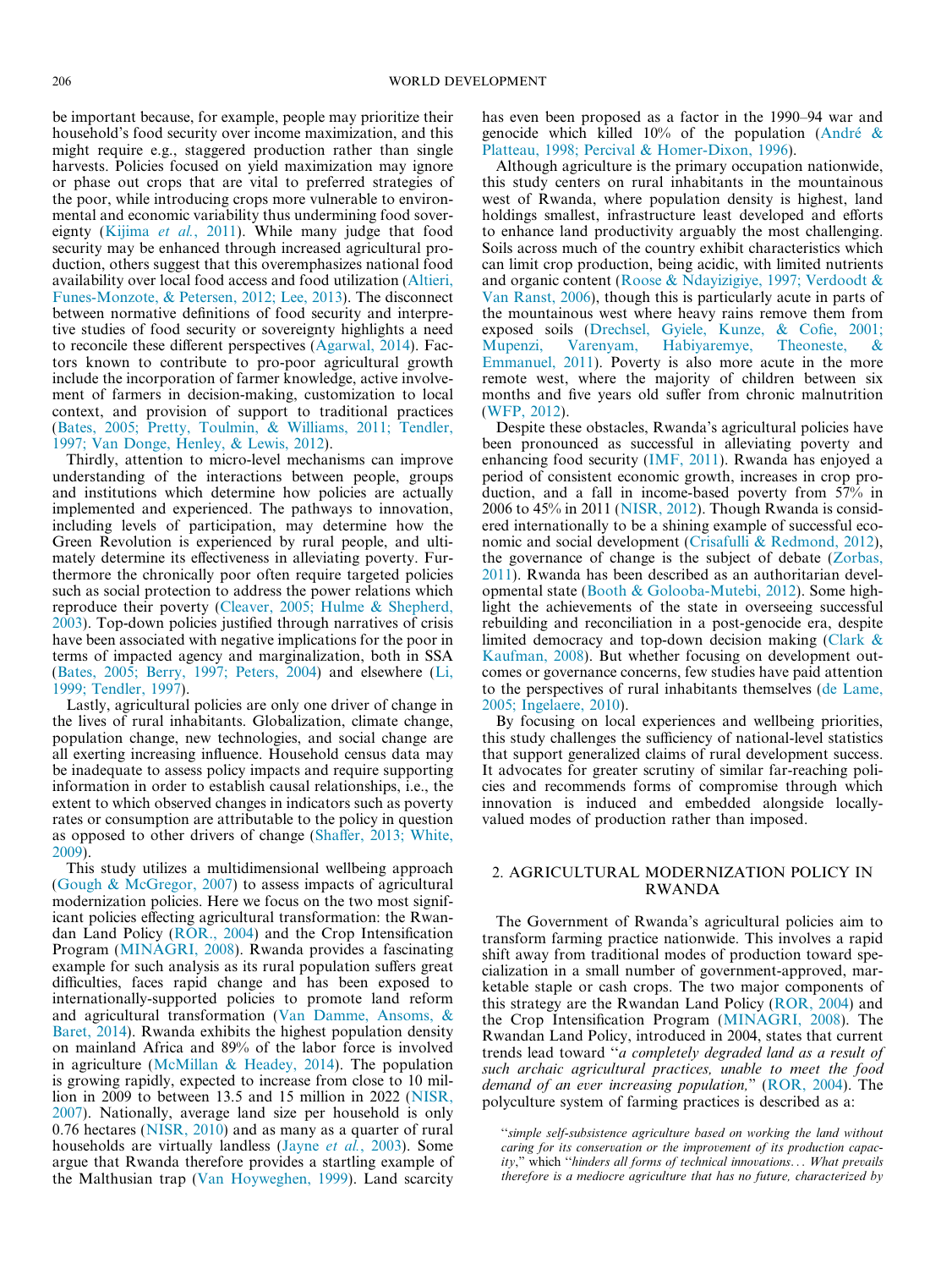be important because, for example, people may prioritize their household's food security over income maximization, and this might require e.g., staggered production rather than single harvests. Policies focused on yield maximization may ignore or phase out crops that are vital to preferred strategies of the poor, while introducing crops more vulnerable to environmental and economic variability thus undermining food sovereignty (Kijima *et al.*, 2011). While many judge that food security may be enhanced through increased agricultural production, others suggest that this overemphasizes national food availability over local food access and food utilization (Altieri, Funes-Monzote, & Petersen, 2012; Lee, 2013). The disconnect between normative definitions of food security and interpretive studies of food security or sovereignty highlights a need to reconcile these different perspectives (Agarwal, 2014). Factors known to contribute to pro-poor agricultural growth include the incorporation of farmer knowledge, active involvement of farmers in decision-making, customization to local context, and provision of support to traditional practices (Bates, 2005; Pretty, Toulmin, & Williams, 2011; Tendler, 1997; Van Donge, Henley, & Lewis, 2012).

Thirdly, attention to micro-level mechanisms can improve understanding of the interactions between people, groups and institutions which determine how policies are actually implemented and experienced. The pathways to innovation, including levels of participation, may determine how the Green Revolution is experienced by rural people, and ultimately determine its effectiveness in alleviating poverty. Furthermore the chronically poor often require targeted policies such as social protection to address the power relations which reproduce their poverty (Cleaver, 2005; Hulme & Shepherd, 2003). Top-down policies justified through narratives of crisis have been associated with negative implications for the poor in terms of impacted agency and marginalization, both in SSA (Bates, 2005; Berry, 1997; Peters, 2004) and elsewhere (Li, 1999; Tendler, 1997).

Lastly, agricultural policies are only one driver of change in the lives of rural inhabitants. Globalization, climate change, population change, new technologies, and social change are all exerting increasing influence. Household census data may be inadequate to assess policy impacts and require supporting information in order to establish causal relationships, i.e., the extent to which observed changes in indicators such as poverty rates or consumption are attributable to the policy in question as opposed to other drivers of change (Shaffer, 2013; White, 2009).

This study utilizes a multidimensional wellbeing approach (Gough & McGregor, 2007) to assess impacts of agricultural modernization policies. Here we focus on the two most significant policies effecting agricultural transformation: the Rwandan Land Policy (ROR., 2004) and the Crop Intensification Program (MINAGRI, 2008). Rwanda provides a fascinating example for such analysis as its rural population suffers great difficulties, faces rapid change and has been exposed to internationally-supported policies to promote land reform and agricultural transformation (Van Damme, Ansoms, & Baret, 2014). Rwanda exhibits the highest population density on mainland Africa and 89% of the labor force is involved in agriculture (McMillan & Headey, 2014). The population is growing rapidly, expected to increase from close to 10 million in 2009 to between 13.5 and 15 million in 2022 (NISR, 2007). Nationally, average land size per household is only 0.76 hectares (NISR, 2010) and as many as a quarter of rural households are virtually landless (Jayne *et al.*, 2003). Some argue that Rwanda therefore provides a startling example of the Malthusian trap (Van Hoyweghen, 1999). Land scarcity has even been proposed as a factor in the 1990–94 war and genocide which killed 10% of the population (André & Platteau, 1998; Percival & Homer-Dixon, 1996).

Although agriculture is the primary occupation nationwide, this study centers on rural inhabitants in the mountainous west of Rwanda, where population density is highest, land holdings smallest, infrastructure least developed and efforts to enhance land productivity arguably the most challenging. Soils across much of the country exhibit characteristics which can limit crop production, being acidic, with limited nutrients and organic content (Roose & Ndayizigiye, 1997; Verdoodt & Van Ranst, 2006), though this is particularly acute in parts of the mountainous west where heavy rains remove them from exposed soils (Drechsel, Gyiele, Kunze, & Cofie, 2001; Mupenzi, Varenyam, Habiyaremye, Theoneste, & Emmanuel, 2011). Poverty is also more acute in the more remote west, where the majority of children between six months and five years old suffer from chronic malnutrition (WFP, 2012).

Despite these obstacles, Rwanda's agricultural policies have been pronounced as successful in alleviating poverty and enhancing food security (IMF, 2011). Rwanda has enjoyed a period of consistent economic growth, increases in crop production, and a fall in income-based poverty from 57% in 2006 to 45% in 2011 (NISR, 2012). Though Rwanda is considered internationally to be a shining example of successful economic and social development (Crisafulli & Redmond, 2012), the governance of change is the subject of debate (Zorbas, 2011). Rwanda has been described as an authoritarian developmental state (Booth & Golooba-Mutebi, 2012). Some highlight the achievements of the state in overseeing successful rebuilding and reconciliation in a post-genocide era, despite limited democracy and top-down decision making (Clark & Kaufman, 2008). But whether focusing on development outcomes or governance concerns, few studies have paid attention to the perspectives of rural inhabitants themselves (de Lame, 2005; Ingelaere, 2010).

By focusing on local experiences and wellbeing priorities, this study challenges the sufficiency of national-level statistics that support generalized claims of rural development success. It advocates for greater scrutiny of similar far-reaching policies and recommends forms of compromise through which innovation is induced and embedded alongside locally-valued modes of production rather than imposed.

## 2. AGRICULTURAL MODERNIZATION POLICY IN RWANDA

The Government of Rwanda's agricultural policies aim to transform farming practice nationwide. This involves a rapid shift away from traditional modes of production toward specialization in a small number of government-approved, marketable staple or cash crops. The two major components of this strategy are the Rwandan Land Policy (ROR, 2004) and the Crop Intensification Program (MINAGRI, 2008). The Rwandan Land Policy, introduced in 2004, states that current trends lead toward "*a completely degraded land as a result of such archaic agricultural practices, unable to meet the food demand of an ever increasing population,*" (ROR, 2004). The polyculture system of farming practices is described as a:

> "*simple self-subsistence agriculture based on working the land without caring for its conservation or the improvement of its production capacity*," which "*hinders all forms of technical innovations… What prevails therefore is a mediocre agriculture that has no future, characterized by*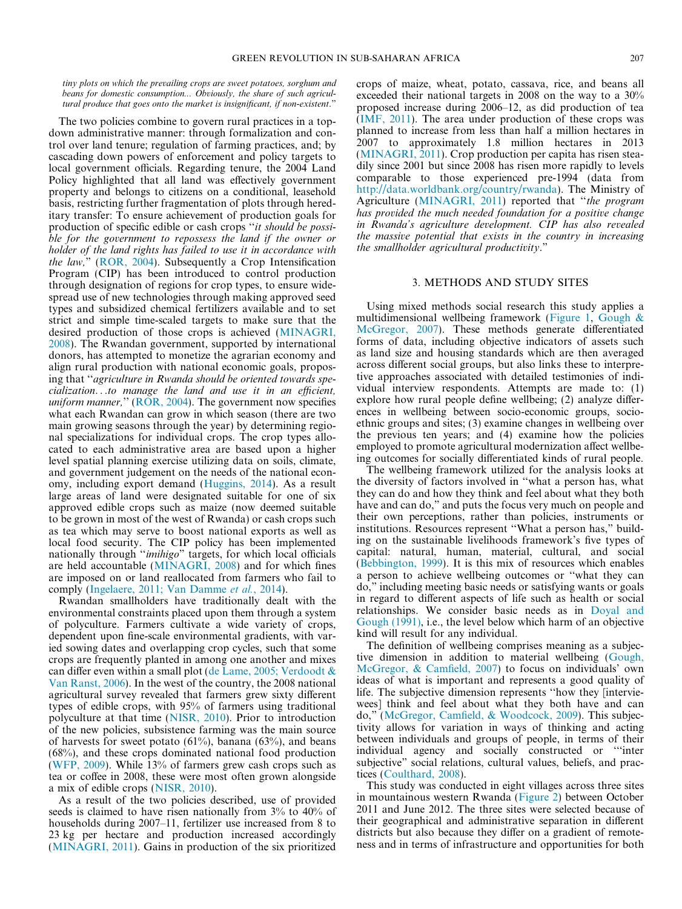*tiny plots on which the prevailing crops are sweet potatoes, sorghum and beans for domestic consumption... Obviously, the share of such agricultural produce that goes onto the market is insignificant, if non-existent*."

The two policies combine to govern rural practices in a top-down administrative manner: through formalization and control over land tenure; regulation of farming practices, and; by cascading down powers of enforcement and policy targets to local government officials. Regarding tenure, the 2004 Land Policy highlighted that all land was effectively government property and belongs to citizens on a conditional, leasehold basis, restricting further fragmentation of plots through hereditary transfer: To ensure achievement of production goals for production of specific edible or cash crops "*it should be possible for the government to repossess the land if the owner or holder of the land rights has failed to use it in accordance with the law,*" (ROR, 2004). Subsequently a Crop Intensification Program (CIP) has been introduced to control production through designation of regions for crop types, to ensure widespread use of new technologies through making approved seed types and subsidized chemical fertilizers available and to set strict and simple time-scaled targets to make sure that the desired production of those crops is achieved (MINAGRI, 2008). The Rwandan government, supported by international donors, has attempted to monetize the agrarian economy and align rural production with national economic goals, proposing that "*agriculture in Rwanda should be oriented towards specialization…to manage the land and use it in an efficient, uniform manner,*" (ROR, 2004). The government now specifies what each Rwandan can grow in which season (there are two main growing seasons through the year) by determining regional specializations for individual crops. The crop types allocated to each administrative area are based upon a higher level spatial planning exercise utilizing data on soils, climate, and government judgement on the needs of the national economy, including export demand (Huggins, 2014). As a result large areas of land were designated suitable for one of six approved edible crops such as maize (now deemed suitable to be grown in most of the west of Rwanda) or cash crops such as tea which may serve to boost national exports as well as local food security. The CIP policy has been implemented nationally through "*imihigo*" targets, for which local officials are held accountable (MINAGRI, 2008) and for which fines are imposed on or land reallocated from farmers who fail to comply (Ingelaere, 2011; Van Damme *et al.*, 2014).

Rwandan smallholders have traditionally dealt with the environmental constraints placed upon them through a system of polyculture. Farmers cultivate a wide variety of crops, dependent upon fine-scale environmental gradients, with varied sowing dates and overlapping crop cycles, such that some crops are frequently planted in among one another and mixes can differ even within a small plot (de Lame, 2005; Verdoodt & Van Ranst, 2006). In the west of the country, the 2008 national agricultural survey revealed that farmers grew sixty different types of edible crops, with 95% of farmers using traditional polyculture at that time (NISR, 2010). Prior to introduction of the new policies, subsistence farming was the main source of harvests for sweet potato (61%), banana (63%), and beans (68%), and these crops dominated national food production (WFP, 2009). While 13% of farmers grew cash crops such as tea or coffee in 2008, these were most often grown alongside a mix of edible crops (NISR, 2010).

As a result of the two policies described, use of provided seeds is claimed to have risen nationally from 3% to 40% of households during 2007–11, fertilizer use increased from 8 to 23 kg per hectare and production increased accordingly (MINAGRI, 2011). Gains in production of the six prioritized crops of maize, wheat, potato, cassava, rice, and beans all exceeded their national targets in 2008 on the way to a 30% proposed increase during 2006–12, as did production of tea (IMF, 2011). The area under production of these crops was planned to increase from less than half a million hectares in 2007 to approximately 1.8 million hectares in 2013 (MINAGRI, 2011). Crop production per capita has risen steadily since 2001 but since 2008 has risen more rapidly to levels comparable to those experienced pre-1994 (data from http://data.worldbank.org/country/rwanda). The Ministry of Agriculture (MINAGRI, 2011) reported that "*the program has provided the much needed foundation for a positive change in Rwanda's agriculture development. CIP has also revealed the massive potential that exists in the country in increasing the smallholder agricultural productivity*."

## 3. METHODS AND STUDY SITES

Using mixed methods social research this study applies a multidimensional wellbeing framework (Figure 1, Gough & McGregor, 2007). These methods generate differentiated forms of data, including objective indicators of assets such as land size and housing standards which are then averaged across different social groups, but also links these to interpretive approaches associated with detailed testimonies of individual interview respondents. Attempts are made to: (1) explore how rural people define wellbeing; (2) analyze differences in wellbeing between socio-economic groups, socio-ethnic groups and sites; (3) examine changes in wellbeing over the previous ten years; and (4) examine how the policies employed to promote agricultural modernization affect wellbeing outcomes for socially differentiated kinds of rural people.

The wellbeing framework utilized for the analysis looks at the diversity of factors involved in "what a person has, what they can do and how they think and feel about what they both have and can do," and puts the focus very much on people and their own perceptions, rather than policies, instruments or institutions. Resources represent "What a person has," building on the sustainable livelihoods framework's five types of capital: natural, human, material, cultural, and social (Bebbington, 1999). It is this mix of resources which enables a person to achieve wellbeing outcomes or "what they can do," including meeting basic needs or satisfying wants or goals in regard to different aspects of life such as health or social relationships. We consider basic needs as in Doyal and Gough (1991), i.e., the level below which harm of an objective kind will result for any individual.

The definition of wellbeing comprises meaning as a subjective dimension in addition to material wellbeing (Gough, McGregor, & Camfield, 2007) to focus on individuals' own ideas of what is important and represents a good quality of life. The subjective dimension represents "how they [interviewees] think and feel about what they both have and can do," (McGregor, Camfield, & Woodcock, 2009). This subjectivity allows for variation in ways of thinking and acting between individuals and groups of people, in terms of their individual agency and socially constructed or "'inter subjective" social relations, cultural values, beliefs, and practices (Coulthard, 2008).

This study was conducted in eight villages across three sites in mountainous western Rwanda (Figure 2) between October 2011 and June 2012. The three sites were selected because of their geographical and administrative separation in different districts but also because they differ on a gradient of remoteness and in terms of infrastructure and opportunities for both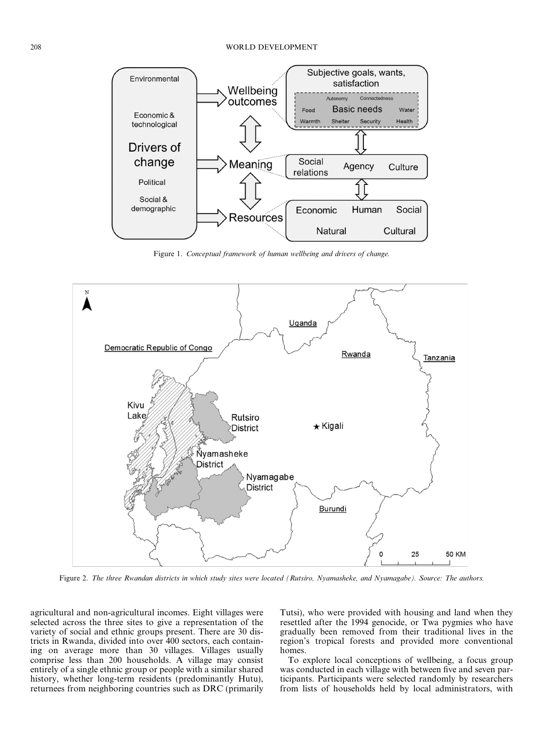Figure 1. *Conceptual framework of human wellbeing and drivers of change.*

Figure 2. *The three Rwandan districts in which study sites were located (Rutsiro, Nyamasheke, and Nyamagabe). Source: The authors.*

agricultural and non-agricultural incomes. Eight villages were selected across the three sites to give a representation of the variety of social and ethnic groups present. There are 30 districts in Rwanda, divided into over 400 sectors, each containing on average more than 30 villages. Villages usually comprise less than 200 households. A village may consist entirely of a single ethnic group or people with a similar shared history, whether long-term residents (predominantly Hutu), returnees from neighboring countries such as DRC (primarily Tutsi), who were provided with housing and land when they resettled after the 1994 genocide, or Twa pygmies who have gradually been removed from their traditional lives in the region's tropical forests and provided more conventional homes.

To explore local conceptions of wellbeing, a focus group was conducted in each village with between five and seven participants. Participants were selected randomly by researchers from lists of households held by local administrators, with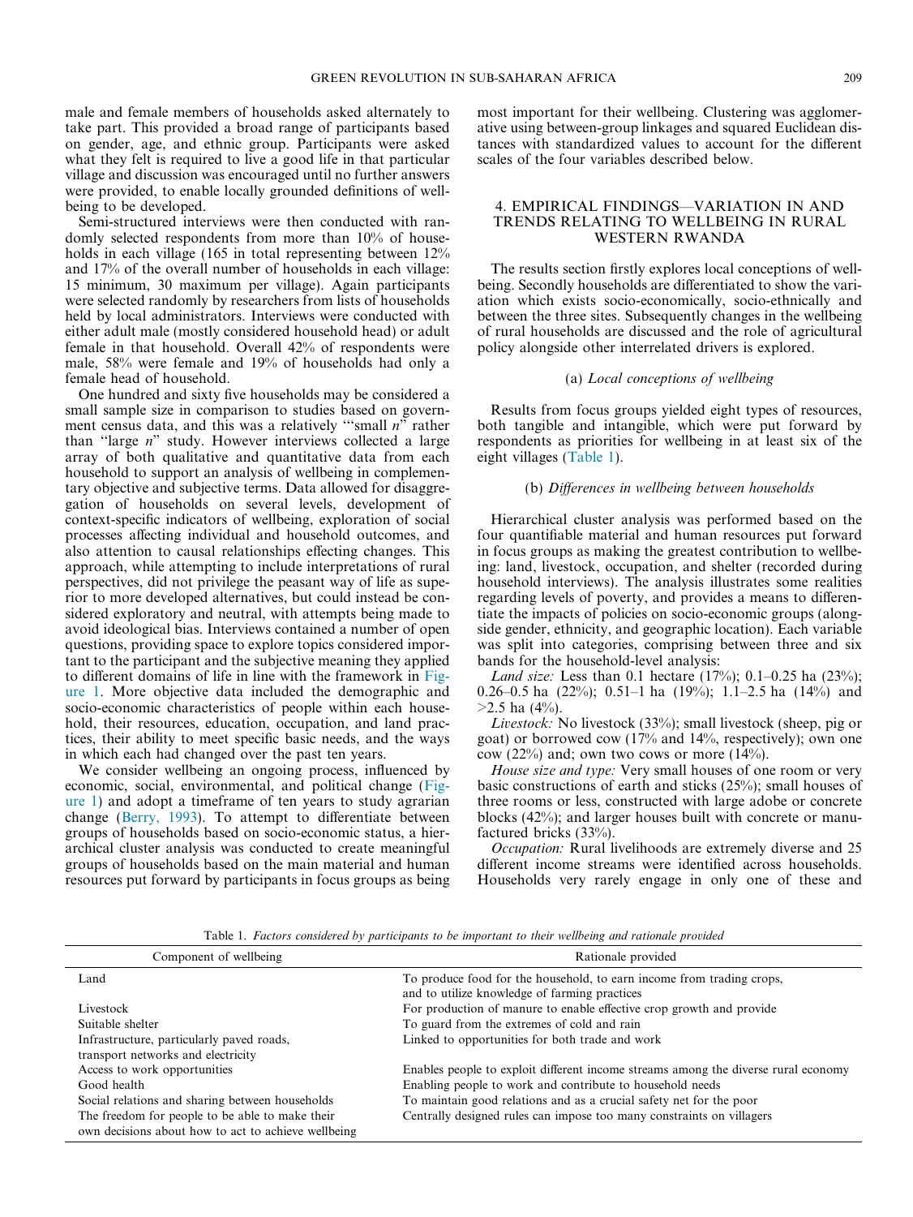male and female members of households asked alternately to take part. This provided a broad range of participants based on gender, age, and ethnic group. Participants were asked what they felt is required to live a good life in that particular village and discussion was encouraged until no further answers were provided, to enable locally grounded definitions of wellbeing to be developed.

Semi-structured interviews were then conducted with randomly selected respondents from more than 10% of households in each village (165 in total representing between 12% and 17% of the overall number of households in each village: 15 minimum, 30 maximum per village). Again participants were selected randomly by researchers from lists of households held by local administrators. Interviews were conducted with either adult male (mostly considered household head) or adult female in that household. Overall 42% of respondents were male, 58% were female and 19% of households had only a female head of household.

One hundred and sixty five households may be considered a small sample size in comparison to studies based on government census data, and this was a relatively '"small *n*" rather than "large *n*" study. However interviews collected a large array of both qualitative and quantitative data from each household to support an analysis of wellbeing in complementary objective and subjective terms. Data allowed for disaggregation of households on several levels, development of context-specific indicators of wellbeing, exploration of social processes affecting individual and household outcomes, and also attention to causal relationships effecting changes. This approach, while attempting to include interpretations of rural perspectives, did not privilege the peasant way of life as superior to more developed alternatives, but could instead be considered exploratory and neutral, with attempts being made to avoid ideological bias. Interviews contained a number of open questions, providing space to explore topics considered important to the participant and the subjective meaning they applied to different domains of life in line with the framework in Figure 1. More objective data included the demographic and socio-economic characteristics of people within each household, their resources, education, occupation, and land practices, their ability to meet specific basic needs, and the ways in which each had changed over the past ten years.

We consider wellbeing an ongoing process, influenced by economic, social, environmental, and political change (Figure 1) and adopt a timeframe of ten years to study agrarian change (Berry, 1993). To attempt to differentiate between groups of households based on socio-economic status, a hierarchical cluster analysis was conducted to create meaningful groups of households based on the main material and human resources put forward by participants in focus groups as being most important for their wellbeing. Clustering was agglomerative using between-group linkages and squared Euclidean distances with standardized values to account for the different scales of the four variables described below.

## 4. EMPIRICAL FINDINGS—VARIATION IN AND TRENDS RELATING TO WELLBEING IN RURAL WESTERN RWANDA

The results section firstly explores local conceptions of wellbeing. Secondly households are differentiated to show the variation which exists socio-economically, socio-ethnically and between the three sites. Subsequently changes in the wellbeing of rural households are discussed and the role of agricultural policy alongside other interrelated drivers is explored.

### (a) *Local conceptions of wellbeing*

Results from focus groups yielded eight types of resources, both tangible and intangible, which were put forward by respondents as priorities for wellbeing in at least six of the eight villages (Table 1).

### (b) *Differences in wellbeing between households*

Hierarchical cluster analysis was performed based on the four quantifiable material and human resources put forward in focus groups as making the greatest contribution to wellbeing: land, livestock, occupation, and shelter (recorded during household interviews). The analysis illustrates some realities regarding levels of poverty, and provides a means to differentiate the impacts of policies on socio-economic groups (alongside gender, ethnicity, and geographic location). Each variable was split into categories, comprising between three and six bands for the household-level analysis:

*Land size:* Less than 0.1 hectare (17%); 0.1–0.25 ha (23%); 0.26–0.5 ha (22%); 0.51–1 ha (19%); 1.1–2.5 ha (14%) and >2.5 ha (4%).

*Livestock:* No livestock (33%); small livestock (sheep, pig or goat) or borrowed cow (17% and 14%, respectively); own one cow (22%) and; own two cows or more (14%).

*House size and type:* Very small houses of one room or very basic constructions of earth and sticks (25%); small houses of three rooms or less, constructed with large adobe or concrete blocks (42%); and larger houses built with concrete or manufactured bricks (33%).

*Occupation:* Rural livelihoods are extremely diverse and 25 different income streams were identified across households. Households very rarely engage in only one of these and

Table 1. *Factors considered by participants to be important to their wellbeing and rationale provided*

| Component of wellbeing | Rationale provided |
|---|---|
| Land | To produce food for the household, to earn income from trading crops, and to utilize knowledge of farming practices |
| Livestock | For production of manure to enable effective crop growth and provide |
| Suitable shelter | To guard from the extremes of cold and rain |
| Infrastructure, particularly paved roads, transport networks and electricity | Linked to opportunities for both trade and work |
| Access to work opportunities | Enables people to exploit different income streams among the diverse rural economy |
| Good health | Enabling people to work and contribute to household needs |
| Social relations and sharing between households | To maintain good relations and as a crucial safety net for the poor |
| The freedom for people to be able to make their own decisions about how to act to achieve wellbeing | Centrally designed rules can impose too many constraints on villagers |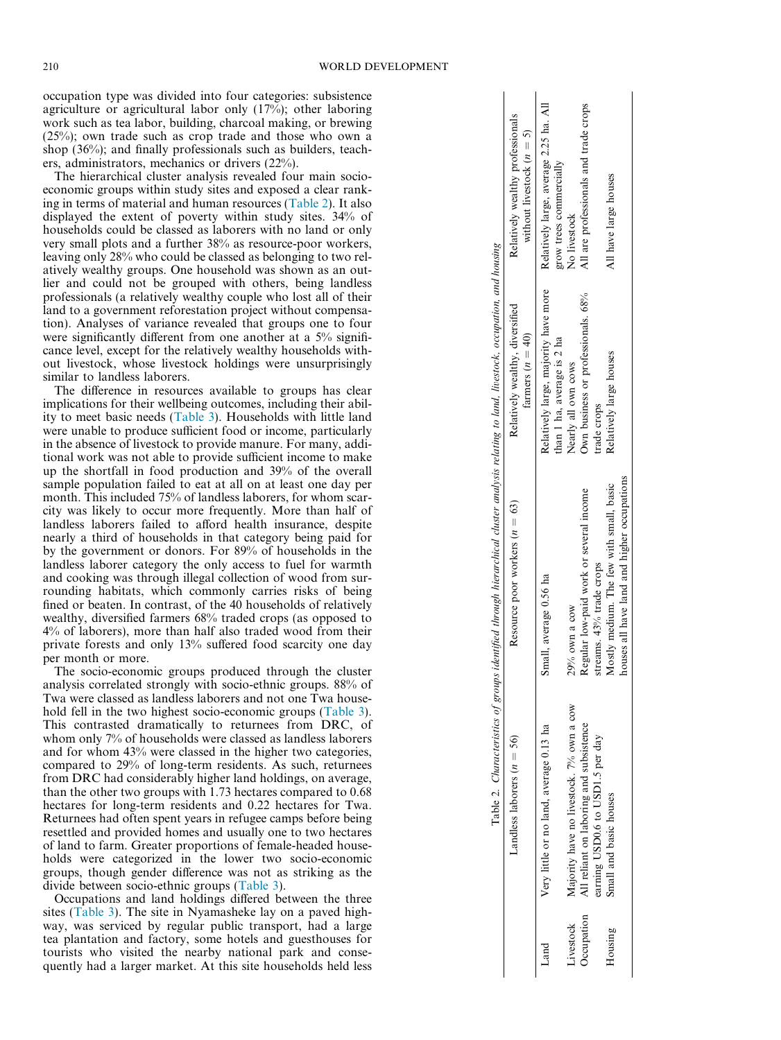occupation type was divided into four categories: subsistence agriculture or agricultural labor only (17%); other laboring work such as tea labor, building, charcoal making, or brewing (25%); own trade such as crop trade and those who own a shop (36%); and finally professionals such as builders, teachers, administrators, mechanics or drivers (22%).

The hierarchical cluster analysis revealed four main socio-economic groups within study sites and exposed a clear ranking in terms of material and human resources (Table 2). It also displayed the extent of poverty within study sites. 34% of households could be classed as laborers with no land or only very small plots and a further 38% as resource-poor workers, leaving only 28% who could be classed as belonging to two relatively wealthy groups. One household was shown as an outlier and could not be grouped with others, being landless professionals (a relatively wealthy couple who lost all of their land to a government reforestation project without compensation). Analyses of variance revealed that groups one to four were significantly different from one another at a 5% significance level, except for the relatively wealthy households without livestock, whose livestock holdings were unsurprisingly similar to landless laborers.

The difference in resources available to groups has clear implications for their wellbeing outcomes, including their ability to meet basic needs (Table 3). Households with little land were unable to produce sufficient food or income, particularly in the absence of livestock to provide manure. For many, additional work was not able to provide sufficient income to make up the shortfall in food production and 39% of the overall sample population failed to eat at all on at least one day per month. This included 75% of landless laborers, for whom scarcity was likely to occur more frequently. More than half of landless laborers failed to afford health insurance, despite nearly a third of households in that category being paid for by the government or donors. For 89% of households in the landless laborer category the only access to fuel for warmth and cooking was through illegal collection of wood from surrounding habitats, which commonly carries risks of being fined or beaten. In contrast, of the 40 households of relatively wealthy, diversified farmers 68% traded crops (as opposed to 4% of laborers), more than half also traded wood from their private forests and only 13% suffered food scarcity one day per month or more.

The socio-economic groups produced through the cluster analysis correlated strongly with socio-ethnic groups. 88% of Twa were classed as landless laborers and not one Twa household fell in the two highest socio-economic groups (Table 3). This contrasted dramatically to returnees from DRC, of whom only 7% of households were classed as landless laborers and for whom 43% were classed in the higher two categories, compared to 29% of long-term residents. As such, returnees from DRC had considerably higher land holdings, on average, than the other two groups with 1.73 hectares compared to 0.68 hectares for long-term residents and 0.22 hectares for Twa. Returnees had often spent years in refugee camps before being resettled and provided homes and usually one to two hectares of land to farm. Greater proportions of female-headed households were categorized in the lower two socio-economic groups, though gender difference was not as striking as the divide between socio-ethnic groups (Table 3).

Occupations and land holdings differed between the three sites (Table 3). The site in Nyamasheke lay on a paved highway, was serviced by regular public transport, had a large tea plantation and factory, some hotels and guesthouses for tourists who visited the nearby national park and consequently had a larger market. At this site households held less

Table 2. *Characteristics of groups identified through hierarchical cluster analysis relating to land, livestock, occupation, and housing*

| | Landless laborers ($n = 56$) | Resource poor workers ($n = 63$) | Relatively wealthy, diversified farmers ($n = 40$) | Relatively wealthy professionals without livestock ($n = 5$) |
|---|---|---|---|---|
| Land | Very little or no land, average 0.13 ha | Small, average 0.56 ha | Relatively large, majority have more than 1 ha, average is 2 ha | Relatively large, average 2.25 ha. All grow trees commercially |
| Livestock | Majority have no livestock. 7% own a cow | 29% own a cow | Nearly all own cows | No livestock |
| Occupation | All reliant on laboring and subsistence earning USD0.6 to USD1.5 per day | Regular low-paid work or several income streams. 43% trade crops | Own business or professionals. 68% trade crops | All are professionals and trade crops |
| Housing | Small and basic houses | Mostly medium. The few with small, basic houses all have land and higher occupations | Relatively large houses | All have large houses |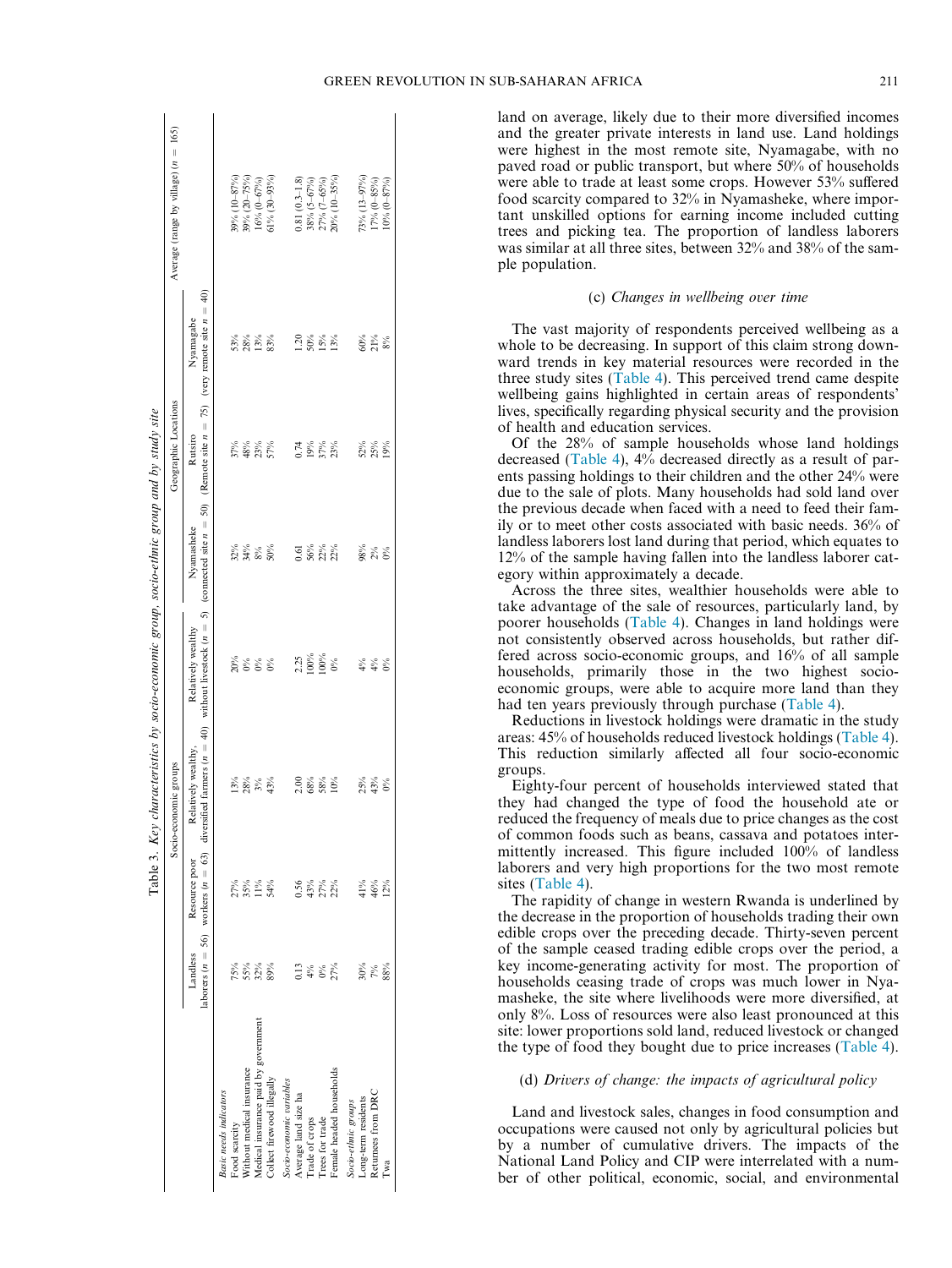Table 3. *Key characteristics by socio-economic group, socio-ethnic group and by study site*

| | Socio-economic groups | | | | Geographic Locations | | | Average (range by village) ($n$ = 165) |
|---|---|---|---|---|---|---|---|---|
| | Landless laborers ($n$ = 56) | Resource poor workers ($n$ = 63) | Relatively wealthy, diversified farmers ($n$ = 40) | Relatively wealthy without livestock ($n$ = 5) | Nyamasheke (connected site $n$ = 50) | Rutsiro (Remote site $n$ = 75) | Nyamagabe (very remote site $n$ = 40) | |
| *Basic needs indicators* | | | | | | | | |
| Food scarcity | 75% | 27% | 13% | 20% | 32% | 37% | 53% | 39% (10–87%) |
| Without medical insurance | 55% | 35% | 28% | 0% | 34% | 48% | 28% | 39% (20–75%) |
| Medical insurance paid by government | 32% | 11% | 3% | 0% | 8% | 23% | 13% | 16% (0–67%) |
| Collect firewood illegally | 89% | 54% | 43% | 0% | 50% | 57% | 83% | 61% (30–93%) |
| *Socio-economic variables* | | | | | | | | |
| Average land size ha | 0.13 | 0.56 | 2.00 | 2.25 | 0.61 | 0.74 | 1.20 | 0.81 (0.3–1.8) |
| Trade of crops | 4% | 43% | 68% | 100% | 56% | 19% | 50% | 38% (5–67%) |
| Trees for trade | 0% | 27% | 58% | 100% | 22% | 37% | 15% | 27% (7–65%) |
| Female headed households | 27% | 22% | 10% | 0% | 22% | 23% | 13% | 20% (10–35%) |
| *Socio-ethnic groups* | | | | | | | | |
| Long-term residents | 30% | 41% | 25% | 4% | 98% | 52% | 60% | 73% (13–97%) |
| Returnees from DRC | 7% | 46% | 43% | 4% | 2% | 25% | 21% | 17% (0–85%) |
| Twa | 88% | 12% | 0% | 0% | 0% | 19% | 8% | 10% (0–87%) |

land on average, likely due to their more diversified incomes and the greater private interests in land use. Land holdings were highest in the most remote site, Nyamagabe, with no paved road or public transport, but where 50% of households were able to trade at least some crops. However 53% suffered food scarcity compared to 32% in Nyamasheke, where important unskilled options for earning income included cutting trees and picking tea. The proportion of landless laborers was similar at all three sites, between 32% and 38% of the sample population.

### (c) *Changes in wellbeing over time*

The vast majority of respondents perceived wellbeing as a whole to be decreasing. In support of this claim strong downward trends in key material resources were recorded in the three study sites (Table 4). This perceived trend came despite wellbeing gains highlighted in certain areas of respondents' lives, specifically regarding physical security and the provision of health and education services.

Of the 28% of sample households whose land holdings decreased (Table 4), 4% decreased directly as a result of parents passing holdings to their children and the other 24% were due to the sale of plots. Many households had sold land over the previous decade when faced with a need to feed their family or to meet other costs associated with basic needs. 36% of landless laborers lost land during that period, which equates to 12% of the sample having fallen into the landless laborer category within approximately a decade.

Across the three sites, wealthier households were able to take advantage of the sale of resources, particularly land, by poorer households (Table 4). Changes in land holdings were not consistently observed across households, but rather differed across socio-economic groups, and 16% of all sample households, primarily those in the two highest socio-economic groups, were able to acquire more land than they had ten years previously through purchase (Table 4).

Reductions in livestock holdings were dramatic in the study areas: 45% of households reduced livestock holdings (Table 4). This reduction similarly affected all four socio-economic groups.

Eighty-four percent of households interviewed stated that they had changed the type of food the household ate or reduced the frequency of meals due to price changes as the cost of common foods such as beans, cassava and potatoes intermittently increased. This figure included 100% of landless laborers and very high proportions for the two most remote sites (Table 4).

The rapidity of change in western Rwanda is underlined by the decrease in the proportion of households trading their own edible crops over the preceding decade. Thirty-seven percent of the sample ceased trading edible crops over the period, a key income-generating activity for most. The proportion of households ceasing trade of crops was much lower in Nyamasheke, the site where livelihoods were more diversified, at only 8%. Loss of resources were also least pronounced at this site: lower proportions sold land, reduced livestock or changed the type of food they bought due to price increases (Table 4).

### (d) *Drivers of change: the impacts of agricultural policy*

Land and livestock sales, changes in food consumption and occupations were caused not only by agricultural policies but by a number of cumulative drivers. The impacts of the National Land Policy and CIP were interrelated with a number of other political, economic, social, and environmental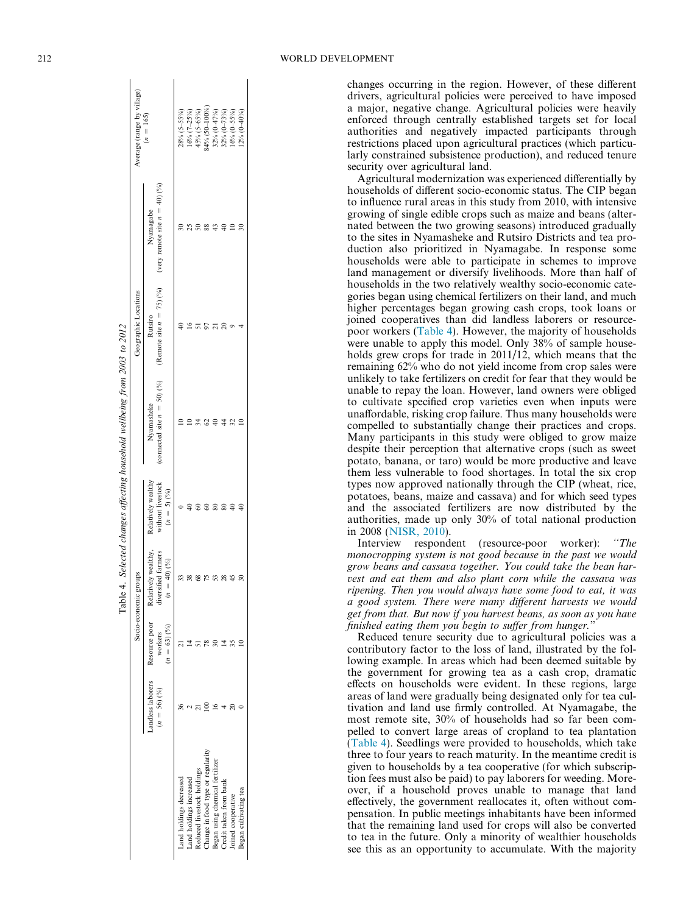Table 4. *Selected changes affecting household wellbeing from 2003 to 2012*

| | Socio-economic groups | | | | Geographic Locations | | | Average (range by village) ($n$ = 165) |
|---|---|---|---|---|---|---|---|---|
| | Landless laborers ($n$ = 56) (%) | Resource poor workers ($n$ = 63) (%) | Relatively wealthy, diversified farmers ($n$ = 40) (%) | Relatively wealthy without livestock ($n$ = 5) (%) | Nyamasheke (connected site $n$ = 50) (%) | Rutsiro (Remote site $n$ = 75) (%) | Nyamagabe (very remote site $n$ = 40) (%) | |
| Land holdings decreased | 36 | 21 | 33 | 0 | 10 | 40 | 30 | 28% (5–55%) |
| Land holdings increased | 2 | 14 | 38 | 40 | 10 | 16 | 25 | 16% (7–25%) |
| Reduced livestock holdings | 21 | 51 | 68 | 60 | 34 | 51 | 50 | 45% (5–65%) |
| Change in food type or regularity | 100 | 78 | 75 | 60 | 62 | 97 | 88 | 84% (50–100%) |
| Began using chemical fertilizer | 16 | 30 | 53 | 80 | 40 | 21 | 43 | 32% (0–47%) |
| Credit taken from bank | 4 | 14 | 28 | 80 | 44 | 20 | 40 | 32% (0–73%) |
| Joined cooperative | 20 | 35 | 45 | 40 | 32 | 9 | 10 | 16% (0–55%) |
| Began cultivating tea | 0 | 10 | 30 | 40 | 10 | 4 | 30 | 12% (0–40%) |

changes occurring in the region. However, of these different drivers, agricultural policies were perceived to have imposed a major, negative change. Agricultural policies were heavily enforced through centrally established targets set for local authorities and negatively impacted participants through restrictions placed upon agricultural practices (which particularly constrained subsistence production), and reduced tenure security over agricultural land.

Agricultural modernization was experienced differentially by households of different socio-economic status. The CIP began to influence rural areas in this study from 2010, with intensive growing of single edible crops such as maize and beans (alternated between the two growing seasons) introduced gradually to the sites in Nyamasheke and Rutsiro Districts and tea production also prioritized in Nyamagabe. In response some households were able to participate in schemes to improve land management or diversify livelihoods. More than half of households in the two relatively wealthy socio-economic categories began using chemical fertilizers on their land, and much higher percentages began growing cash crops, took loans or joined cooperatives than did landless laborers or resource-poor workers (Table 4). However, the majority of households were unable to apply this model. Only 38% of sample households grew crops for trade in 2011/12, which means that the remaining 62% who do not yield income from crop sales were unlikely to take fertilizers on credit for fear that they would be unable to repay the loan. However, land owners were obliged to cultivate specified crop varieties even when inputs were unaffordable, risking crop failure. Thus many households were compelled to substantially change their practices and crops. Many participants in this study were obliged to grow maize despite their perception that alternative crops (such as sweet potato, banana, or taro) would be more productive and leave them less vulnerable to food shortages. In total the six crop types now approved nationally through the CIP (wheat, rice, potatoes, beans, maize and cassava) and for which seed types and the associated fertilizers are now distributed by the authorities, made up only 30% of total national production in 2008 (NISR, 2010).

Interview respondent (resource-poor worker): *"The monocropping system is not good because in the past we would grow beans and cassava together. You could take the bean harvest and eat them and also plant corn while the cassava was ripening. Then you would always have some food to eat, it was a good system. There were many different harvests we would get from that. But now if you harvest beans, as soon as you have finished eating them you begin to suffer from hunger."*

Reduced tenure security due to agricultural policies was a contributory factor to the loss of land, illustrated by the following example. In areas which had been deemed suitable by the government for growing tea as a cash crop, dramatic effects on households were evident. In these regions, large areas of land were gradually being designated only for tea cultivation and land use firmly controlled. At Nyamagabe, the most remote site, 30% of households had so far been compelled to convert large areas of cropland to tea plantation (Table 4). Seedlings were provided to households, which take three to four years to reach maturity. In the meantime credit is given to households by a tea cooperative (for which subscription fees must also be paid) to pay laborers for weeding. Moreover, if a household proves unable to manage that land effectively, the government reallocates it, often without compensation. In public meetings inhabitants have been informed that the remaining land used for crops will also be converted to tea in the future. Only a minority of wealthier households see this as an opportunity to accumulate. With the majority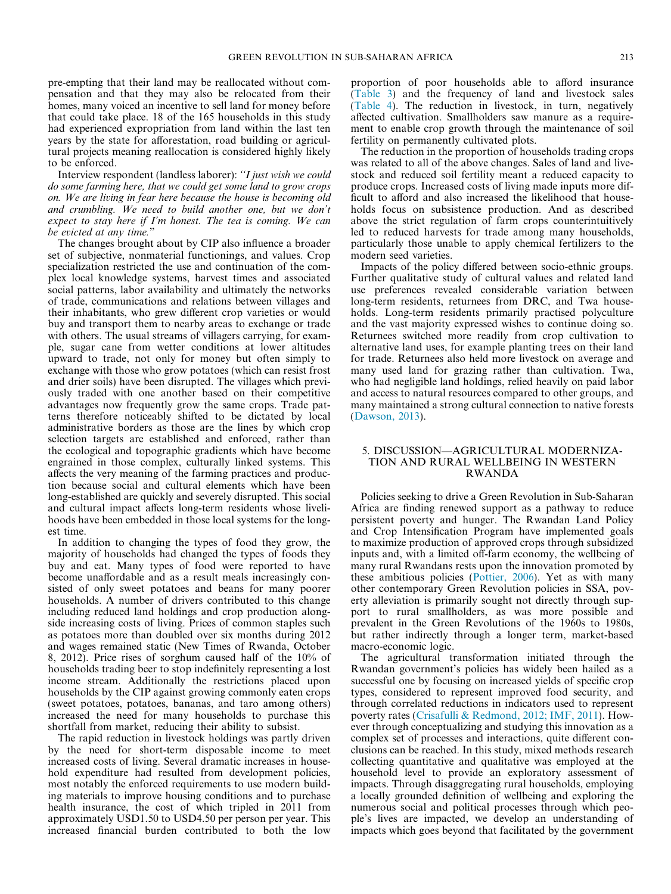pre-empting that their land may be reallocated without compensation and that they may also be relocated from their homes, many voiced an incentive to sell land for money before that could take place. 18 of the 165 households in this study had experienced expropriation from land within the last ten years by the state for afforestation, road building or agricultural projects meaning reallocation is considered highly likely to be enforced.

Interview respondent (landless laborer): *"I just wish we could do some farming here, that we could get some land to grow crops on. We are living in fear here because the house is becoming old and crumbling. We need to build another one, but we don't expect to stay here if I'm honest. The tea is coming. We can be evicted at any time."*

The changes brought about by CIP also influence a broader set of subjective, nonmaterial functionings, and values. Crop specialization restricted the use and continuation of the complex local knowledge systems, harvest times and associated social patterns, labor availability and ultimately the networks of trade, communications and relations between villages and their inhabitants, who grew different crop varieties or would buy and transport them to nearby areas to exchange or trade with others. The usual streams of villagers carrying, for example, sugar cane from wetter conditions at lower altitudes upward to trade, not only for money but often simply to exchange with those who grow potatoes (which can resist frost and drier soils) have been disrupted. The villages which previously traded with one another based on their competitive advantages now frequently grow the same crops. Trade patterns therefore noticeably shifted to be dictated by local administrative borders as those are the lines by which crop selection targets are established and enforced, rather than the ecological and topographic gradients which have become engrained in those complex, culturally linked systems. This affects the very meaning of the farming practices and production because social and cultural elements which have been long-established are quickly and severely disrupted. This social and cultural impact affects long-term residents whose livelihoods have been embedded in those local systems for the longest time.

In addition to changing the types of food they grow, the majority of households had changed the types of foods they buy and eat. Many types of food were reported to have become unaffordable and as a result meals increasingly consisted of only sweet potatoes and beans for many poorer households. A number of drivers contributed to this change including reduced land holdings and crop production alongside increasing costs of living. Prices of common staples such as potatoes more than doubled over six months during 2012 and wages remained static (New Times of Rwanda, October 8, 2012). Price rises of sorghum caused half of the 10% of households trading beer to stop indefinitely representing a lost income stream. Additionally the restrictions placed upon households by the CIP against growing commonly eaten crops (sweet potatoes, potatoes, bananas, and taro among others) increased the need for many households to purchase this shortfall from market, reducing their ability to subsist.

The rapid reduction in livestock holdings was partly driven by the need for short-term disposable income to meet increased costs of living. Several dramatic increases in household expenditure had resulted from development policies, most notably the enforced requirements to use modern building materials to improve housing conditions and to purchase health insurance, the cost of which tripled in 2011 from approximately USD1.50 to USD4.50 per person per year. This increased financial burden contributed to both the low proportion of poor households able to afford insurance (Table 3) and the frequency of land and livestock sales (Table 4). The reduction in livestock, in turn, negatively affected cultivation. Smallholders saw manure as a requirement to enable crop growth through the maintenance of soil fertility on permanently cultivated plots.

The reduction in the proportion of households trading crops was related to all of the above changes. Sales of land and livestock and reduced soil fertility meant a reduced capacity to produce crops. Increased costs of living made inputs more difficult to afford and also increased the likelihood that households focus on subsistence production. And as described above the strict regulation of farm crops counterintuitively led to reduced harvests for trade among many households, particularly those unable to apply chemical fertilizers to the modern seed varieties.

Impacts of the policy differed between socio-ethnic groups. Further qualitative study of cultural values and related land use preferences revealed considerable variation between long-term residents, returnees from DRC, and Twa households. Long-term residents primarily practised polyculture and the vast majority expressed wishes to continue doing so. Returnees switched more readily from crop cultivation to alternative land uses, for example planting trees on their land for trade. Returnees also held more livestock on average and many used land for grazing rather than cultivation. Twa, who had negligible land holdings, relied heavily on paid labor and access to natural resources compared to other groups, and many maintained a strong cultural connection to native forests (Dawson, 2013).

## 5. DISCUSSION—AGRICULTURAL MODERNIZATION AND RURAL WELLBEING IN WESTERN RWANDA

Policies seeking to drive a Green Revolution in Sub-Saharan Africa are finding renewed support as a pathway to reduce persistent poverty and hunger. The Rwandan Land Policy and Crop Intensification Program have implemented goals to maximize production of approved crops through subsidized inputs and, with a limited off-farm economy, the wellbeing of many rural Rwandans rests upon the innovation promoted by these ambitious policies (Pottier, 2006). Yet as with many other contemporary Green Revolution policies in SSA, poverty alleviation is primarily sought not directly through support to rural smallholders, as was more possible and prevalent in the Green Revolutions of the 1960s to 1980s, but rather indirectly through a longer term, market-based macro-economic logic.

The agricultural transformation initiated through the Rwandan government's policies has widely been hailed as a successful one by focusing on increased yields of specific crop types, considered to represent improved food security, and through correlated reductions in indicators used to represent poverty rates (Crisafulli & Redmond, 2012; IMF, 2011). However through conceptualizing and studying this innovation as a complex set of processes and interactions, quite different conclusions can be reached. In this study, mixed methods research collecting quantitative and qualitative was employed at the household level to provide an exploratory assessment of impacts. Through disaggregating rural households, employing a locally grounded definition of wellbeing and exploring the numerous social and political processes through which people's lives are impacted, we develop an understanding of impacts which goes beyond that facilitated by the government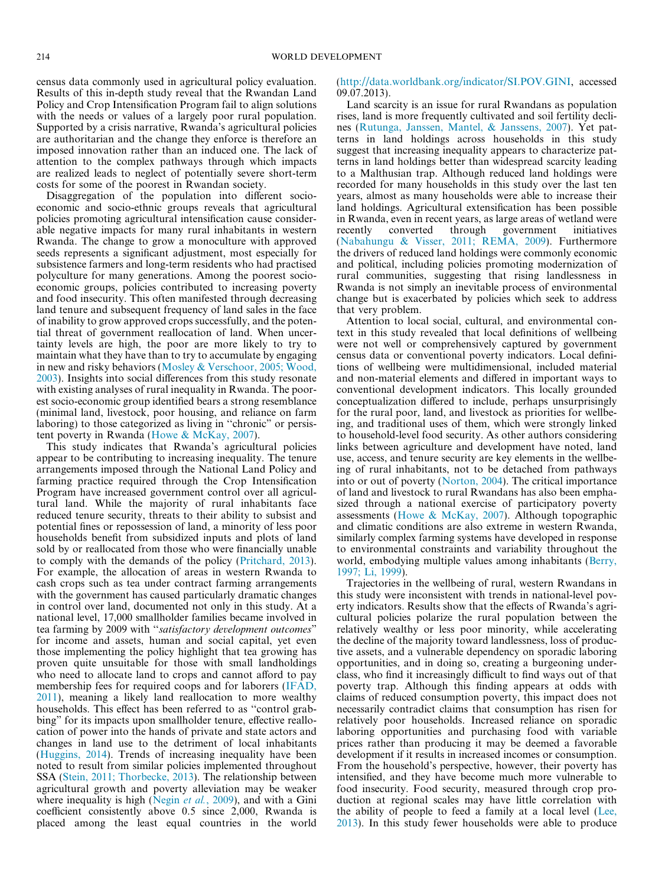census data commonly used in agricultural policy evaluation. Results of this in-depth study reveal that the Rwandan Land Policy and Crop Intensification Program fail to align solutions with the needs or values of a largely poor rural population. Supported by a crisis narrative, Rwanda's agricultural policies are authoritarian and the change they enforce is therefore an imposed innovation rather than an induced one. The lack of attention to the complex pathways through which impacts are realized leads to neglect of potentially severe short-term costs for some of the poorest in Rwandan society.

Disaggregation of the population into different socio-economic and socio-ethnic groups reveals that agricultural policies promoting agricultural intensification cause considerable negative impacts for many rural inhabitants in western Rwanda. The change to grow a monoculture with approved seeds represents a significant adjustment, most especially for subsistence farmers and long-term residents who had practised polyculture for many generations. Among the poorest socio-economic groups, policies contributed to increasing poverty and food insecurity. This often manifested through decreasing land tenure and subsequent frequency of land sales in the face of inability to grow approved crops successfully, and the potential threat of government reallocation of land. When uncertainty levels are high, the poor are more likely to try to maintain what they have than to try to accumulate by engaging in new and risky behaviors (Mosley & Verschoor, 2005; Wood, 2003). Insights into social differences from this study resonate with existing analyses of rural inequality in Rwanda. The poorest socio-economic group identified bears a strong resemblance (minimal land, livestock, poor housing, and reliance on farm laboring) to those categorized as living in "chronic" or persistent poverty in Rwanda (Howe & McKay, 2007).

This study indicates that Rwanda's agricultural policies appear to be contributing to increasing inequality. The tenure arrangements imposed through the National Land Policy and farming practice required through the Crop Intensification Program have increased government control over all agricultural land. While the majority of rural inhabitants face reduced tenure security, threats to their ability to subsist and potential fines or repossession of land, a minority of less poor households benefit from subsidized inputs and plots of land sold by or reallocated from those who were financially unable to comply with the demands of the policy (Pritchard, 2013). For example, the allocation of areas in western Rwanda to cash crops such as tea under contract farming arrangements with the government has caused particularly dramatic changes in control over land, documented not only in this study. At a national level, 17,000 smallholder families became involved in tea farming by 2009 with "*satisfactory development outcomes*" for income and assets, human and social capital, yet even those implementing the policy highlight that tea growing has proven quite unsuitable for those with small landholdings who need to allocate land to crops and cannot afford to pay membership fees for required coops and for laborers (IFAD, 2011), meaning a likely land reallocation to more wealthy households. This effect has been referred to as "control grabbing" for its impacts upon smallholder tenure, effective reallocation of power into the hands of private and state actors and changes in land use to the detriment of local inhabitants (Huggins, 2014). Trends of increasing inequality have been noted to result from similar policies implemented throughout SSA (Stein, 2011; Thorbecke, 2013). The relationship between agricultural growth and poverty alleviation may be weaker where inequality is high (Negin *et al.*, 2009), and with a Gini coefficient consistently above 0.5 since 2,000, Rwanda is placed among the least equal countries in the world (http://data.worldbank.org/indicator/SI.POV.GINI, accessed 09.07.2013).

Land scarcity is an issue for rural Rwandans as population rises, land is more frequently cultivated and soil fertility declines (Rutunga, Janssen, Mantel, & Janssens, 2007). Yet patterns in land holdings across households in this study suggest that increasing inequality appears to characterize patterns in land holdings better than widespread scarcity leading to a Malthusian trap. Although reduced land holdings were recorded for many households in this study over the last ten years, almost as many households were able to increase their land holdings. Agricultural extensification has been possible in Rwanda, even in recent years, as large areas of wetland were recently converted through government initiatives (Nabahungu & Visser, 2011; REMA, 2009). Furthermore the drivers of reduced land holdings were commonly economic and political, including policies promoting modernization of rural communities, suggesting that rising landlessness in Rwanda is not simply an inevitable process of environmental change but is exacerbated by policies which seek to address that very problem.

Attention to local social, cultural, and environmental context in this study revealed that local definitions of wellbeing were not well or comprehensively captured by government census data or conventional poverty indicators. Local definitions of wellbeing were multidimensional, included material and non-material elements and differed in important ways to conventional development indicators. This locally grounded conceptualization differed to include, perhaps unsurprisingly for the rural poor, land, and livestock as priorities for wellbeing, and traditional uses of them, which were strongly linked to household-level food security. As other authors considering links between agriculture and development have noted, land use, access, and tenure security are key elements in the wellbeing of rural inhabitants, not to be detached from pathways into or out of poverty (Norton, 2004). The critical importance of land and livestock to rural Rwandans has also been emphasized through a national exercise of participatory poverty assessments (Howe & McKay, 2007). Although topographic and climatic conditions are also extreme in western Rwanda, similarly complex farming systems have developed in response to environmental constraints and variability throughout the world, embodying multiple values among inhabitants (Berry, 1997; Li, 1999).

Trajectories in the wellbeing of rural, western Rwandans in this study were inconsistent with trends in national-level poverty indicators. Results show that the effects of Rwanda's agricultural policies polarize the rural population between the relatively wealthy or less poor minority, while accelerating the decline of the majority toward landlessness, loss of productive assets, and a vulnerable dependency on sporadic laboring opportunities, and in doing so, creating a burgeoning underclass, who find it increasingly difficult to find ways out of that poverty trap. Although this finding appears at odds with claims of reduced consumption poverty, this impact does not necessarily contradict claims that consumption has risen for relatively poor households. Increased reliance on sporadic laboring opportunities and purchasing food with variable prices rather than producing it may be deemed a favorable development if it results in increased incomes or consumption. From the household's perspective, however, their poverty has intensified, and they have become much more vulnerable to food insecurity. Food security, measured through crop production at regional scales may have little correlation with the ability of people to feed a family at a local level (Lee, 2013). In this study fewer households were able to produce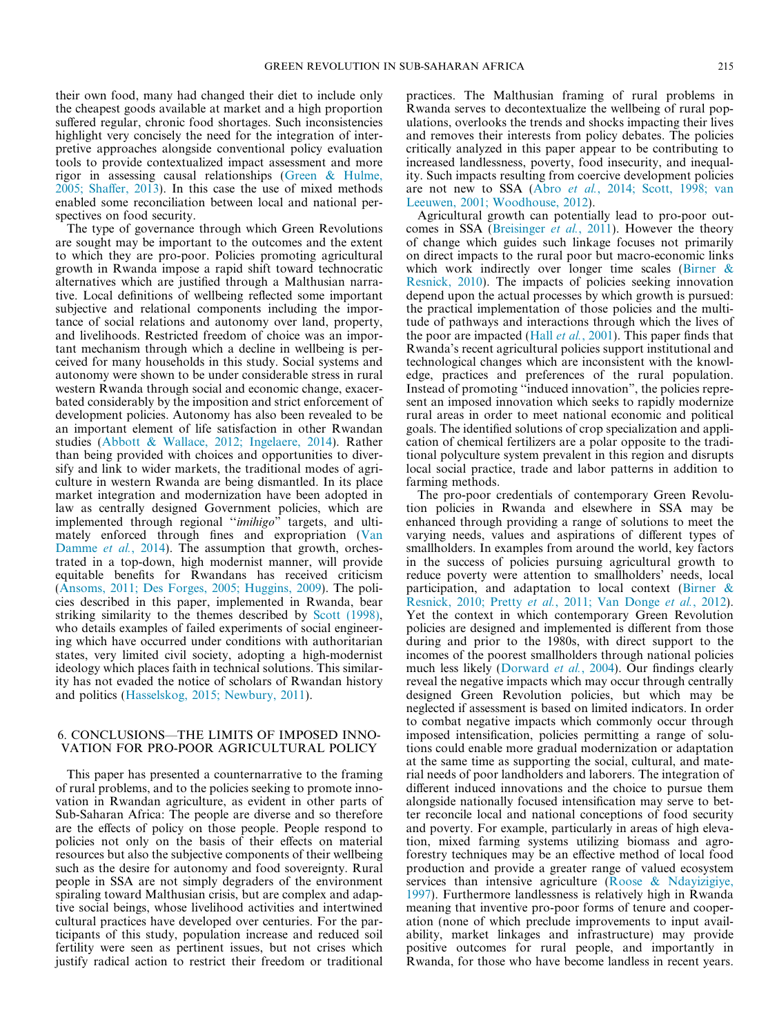their own food, many had changed their diet to include only the cheapest goods available at market and a high proportion suffered regular, chronic food shortages. Such inconsistencies highlight very concisely the need for the integration of interpretive approaches alongside conventional policy evaluation tools to provide contextualized impact assessment and more rigor in assessing causal relationships (Green & Hulme, 2005; Shaffer, 2013). In this case the use of mixed methods enabled some reconciliation between local and national perspectives on food security.

The type of governance through which Green Revolutions are sought may be important to the outcomes and the extent to which they are pro-poor. Policies promoting agricultural growth in Rwanda impose a rapid shift toward technocratic alternatives which are justified through a Malthusian narrative. Local definitions of wellbeing reflected some important subjective and relational components including the importance of social relations and autonomy over land, property, and livelihoods. Restricted freedom of choice was an important mechanism through which a decline in wellbeing is perceived for many households in this study. Social systems and autonomy were shown to be under considerable stress in rural western Rwanda through social and economic change, exacerbated considerably by the imposition and strict enforcement of development policies. Autonomy has also been revealed to be an important element of life satisfaction in other Rwandan studies (Abbott & Wallace, 2012; Ingelaere, 2014). Rather than being provided with choices and opportunities to diversify and link to wider markets, the traditional modes of agriculture in western Rwanda are being dismantled. In its place market integration and modernization have been adopted in law as centrally designed Government policies, which are implemented through regional "*imihigo*" targets, and ultimately enforced through fines and expropriation (Van Damme *et al.*, 2014). The assumption that growth, orchestrated in a top-down, high modernist manner, will provide equitable benefits for Rwandans has received criticism (Ansoms, 2011; Des Forges, 2005; Huggins, 2009). The policies described in this paper, implemented in Rwanda, bear striking similarity to the themes described by Scott (1998), who details examples of failed experiments of social engineering which have occurred under conditions with authoritarian states, very limited civil society, adopting a high-modernist ideology which places faith in technical solutions. This similarity has not evaded the notice of scholars of Rwandan history and politics (Hasselskog, 2015; Newbury, 2011).

## 6. CONCLUSIONS—THE LIMITS OF IMPOSED INNOVATION FOR PRO-POOR AGRICULTURAL POLICY

This paper has presented a counternarrative to the framing of rural problems, and to the policies seeking to promote innovation in Rwandan agriculture, as evident in other parts of Sub-Saharan Africa: The people are diverse and so therefore are the effects of policy on those people. People respond to policies not only on the basis of their effects on material resources but also the subjective components of their wellbeing such as the desire for autonomy and food sovereignty. Rural people in SSA are not simply degraders of the environment spiraling toward Malthusian crisis, but are complex and adaptive social beings, whose livelihood activities and intertwined cultural practices have developed over centuries. For the participants of this study, population increase and reduced soil fertility were seen as pertinent issues, but not crises which justify radical action to restrict their freedom or traditional practices. The Malthusian framing of rural problems in Rwanda serves to decontextualize the wellbeing of rural populations, overlooks the trends and shocks impacting their lives and removes their interests from policy debates. The policies critically analyzed in this paper appear to be contributing to increased landlessness, poverty, food insecurity, and inequality. Such impacts resulting from coercive development policies are not new to SSA (Abro *et al.*, 2014; Scott, 1998; van Leeuwen, 2001; Woodhouse, 2012).

Agricultural growth can potentially lead to pro-poor outcomes in SSA (Breisinger *et al.*, 2011). However the theory of change which guides such linkage focuses not primarily on direct impacts to the rural poor but macro-economic links which work indirectly over longer time scales (Birner & Resnick, 2010). The impacts of policies seeking innovation depend upon the actual processes by which growth is pursued: the practical implementation of those policies and the multitude of pathways and interactions through which the lives of the poor are impacted (Hall *et al.*, 2001). This paper finds that Rwanda's recent agricultural policies support institutional and technological changes which are inconsistent with the knowledge, practices and preferences of the rural population. Instead of promoting "induced innovation", the policies represent an imposed innovation which seeks to rapidly modernize rural areas in order to meet national economic and political goals. The identified solutions of crop specialization and application of chemical fertilizers are a polar opposite to the traditional polyculture system prevalent in this region and disrupts local social practice, trade and labor patterns in addition to farming methods.

The pro-poor credentials of contemporary Green Revolution policies in Rwanda and elsewhere in SSA may be enhanced through providing a range of solutions to meet the varying needs, values and aspirations of different types of smallholders. In examples from around the world, key factors in the success of policies pursuing agricultural growth to reduce poverty were attention to smallholders' needs, local participation, and adaptation to local context (Birner & Resnick, 2010; Pretty *et al.*, 2011; Van Donge *et al.*, 2012). Yet the context in which contemporary Green Revolution policies are designed and implemented is different from those during and prior to the 1980s, with direct support to the incomes of the poorest smallholders through national policies much less likely (Dorward *et al.*, 2004). Our findings clearly reveal the negative impacts which may occur through centrally designed Green Revolution policies, but which may be neglected if assessment is based on limited indicators. In order to combat negative impacts which commonly occur through imposed intensification, policies permitting a range of solutions could enable more gradual modernization or adaptation at the same time as supporting the social, cultural, and material needs of poor landholders and laborers. The integration of different induced innovations and the choice to pursue them alongside nationally focused intensification may serve to better reconcile local and national conceptions of food security and poverty. For example, particularly in areas of high elevation, mixed farming systems utilizing biomass and agroforestry techniques may be an effective method of local food production and provide a greater range of valued ecosystem services than intensive agriculture (Roose & Ndayizigiye, 1997). Furthermore landlessness is relatively high in Rwanda meaning that inventive pro-poor forms of tenure and cooperation (none of which preclude improvements to input availability, market linkages and infrastructure) may provide positive outcomes for rural people, and importantly in Rwanda, for those who have become landless in recent years.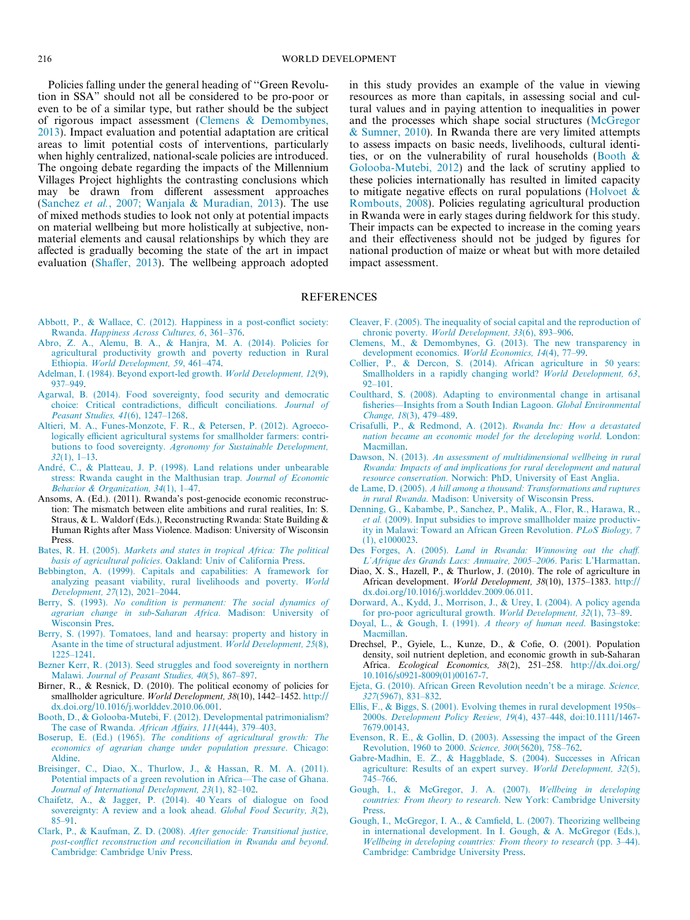Policies falling under the general heading of "Green Revolution in SSA" should not all be considered to be pro-poor or even to be of a similar type, but rather should be the subject of rigorous impact assessment (Clemens & Demombynes, 2013). Impact evaluation and potential adaptation are critical areas to limit potential costs of interventions, particularly when highly centralized, national-scale policies are introduced. The ongoing debate regarding the impacts of the Millennium Villages Project highlights the contrasting conclusions which may be drawn from different assessment approaches (Sanchez *et al.*, 2007; Wanjala & Muradian, 2013). The use of mixed methods studies to look not only at potential impacts on material wellbeing but more holistically at subjective, non-material elements and causal relationships by which they are affected is gradually becoming the state of the art in impact evaluation (Shaffer, 2013). The wellbeing approach adopted in this study provides an example of the value in viewing resources as more than capitals, in assessing social and cultural values and in paying attention to inequalities in power and the processes which shape social structures (McGregor & Sumner, 2010). In Rwanda there are very limited attempts to assess impacts on basic needs, livelihoods, cultural identities, or on the vulnerability of rural households (Booth & Golooba-Mutebi, 2012) and the lack of scrutiny applied to these policies internationally has resulted in limited capacity to mitigate negative effects on rural populations (Holvoet & Rombouts, 2008). Policies regulating agricultural production in Rwanda were in early stages during fieldwork for this study. Their impacts can be expected to increase in the coming years and their effectiveness should not be judged by figures for national production of maize or wheat but with more detailed impact assessment.

## REFERENCES

Abbott, P., & Wallace, C. (2012). Happiness in a post-conflict society: Rwanda. *Happiness Across Cultures, 6*, 361–376.

Abro, Z. A., Alemu, B. A., & Hanjra, M. A. (2014). Policies for agricultural productivity growth and poverty reduction in Rural Ethiopia. *World Development, 59*, 461–474.

Adelman, I. (1984). Beyond export-led growth. *World Development, 12*(9), 937–949.

Agarwal, B. (2014). Food sovereignty, food security and democratic choice: Critical contradictions, difficult conciliations. *Journal of Peasant Studies, 41*(6), 1247–1268.

Altieri, M. A., Funes-Monzote, F. R., & Petersen, P. (2012). Agroecologically efficient agricultural systems for smallholder farmers: contributions to food sovereignty. *Agronomy for Sustainable Development, 32*(1), 1–13.

André, C., & Platteau, J. P. (1998). Land relations under unbearable stress: Rwanda caught in the Malthusian trap. *Journal of Economic Behavior & Organization, 34*(1), 1–47.

Ansoms, A. (Ed.). (2011). Rwanda's post-genocide economic reconstruction: The mismatch between elite ambitions and rural realities, In: S. Straus, & L. Waldorf (Eds.), Reconstructing Rwanda: State Building & Human Rights after Mass Violence. Madison: University of Wisconsin Press.

Bates, R. H. (2005). *Markets and states in tropical Africa: The political basis of agricultural policies*. Oakland: Univ of California Press.

Bebbington, A. (1999). Capitals and capabilities: A framework for analyzing peasant viability, rural livelihoods and poverty. *World Development, 27*(12), 2021–2044.

Berry, S. (1993). *No condition is permanent: The social dynamics of agrarian change in sub-Saharan Africa*. Madison: University of Wisconsin Pres.

Berry, S. (1997). Tomatoes, land and hearsay: property and history in Asante in the time of structural adjustment. *World Development, 25*(8), 1225–1241.

Bezner Kerr, R. (2013). Seed struggles and food sovereignty in northern Malawi. *Journal of Peasant Studies, 40*(5), 867–897.

Birner, R., & Resnick, D. (2010). The political economy of policies for smallholder agriculture. *World Development, 38*(10), 1442–1452. http://dx.doi.org/10.1016/j.worlddev.2010.06.001.

Booth, D., & Golooba-Mutebi, F. (2012). Developmental patrimonialism? The case of Rwanda. *African Affairs, 111*(444), 379–403.

Boserup, E. (Ed.) (1965). *The conditions of agricultural growth: The economics of agrarian change under population pressure*. Chicago: Aldine.

Breisinger, C., Diao, X., Thurlow, J., & Hassan, R. M. A. (2011). Potential impacts of a green revolution in Africa—The case of Ghana. *Journal of International Development, 23*(1), 82–102.

Chaifetz, A., & Jagger, P. (2014). 40 Years of dialogue on food sovereignty: A review and a look ahead. *Global Food Security, 3*(2), 85–91.

Clark, P., & Kaufman, Z. D. (2008). *After genocide: Transitional justice, post-conflict reconstruction and reconciliation in Rwanda and beyond*. Cambridge: Cambridge Univ Press.

Cleaver, F. (2005). The inequality of social capital and the reproduction of chronic poverty. *World Development, 33*(6), 893–906.

Clemens, M., & Demombynes, G. (2013). The new transparency in development economics. *World Economics, 14*(4), 77–99.

Collier, P., & Dercon, S. (2014). African agriculture in 50 years: Smallholders in a rapidly changing world? *World Development, 63*, 92–101.

Coulthard, S. (2008). Adapting to environmental change in artisanal fisheries—Insights from a South Indian Lagoon. *Global Environmental Change, 18*(3), 479–489.

Crisafulli, P., & Redmond, A. (2012). *Rwanda Inc: How a devastated nation became an economic model for the developing world*. London: Macmillan.

Dawson, N. (2013). *An assessment of multidimensional wellbeing in rural Rwanda: Impacts of and implications for rural development and natural resource conservation*. Norwich: PhD, University of East Anglia.

de Lame, D. (2005). *A hill among a thousand: Transformations and ruptures in rural Rwanda*. Madison: University of Wisconsin Press.

Denning, G., Kabambe, P., Sanchez, P., Malik, A., Flor, R., Harawa, R., *et al.* (2009). Input subsidies to improve smallholder maize productivity in Malawi: Toward an African Green Revolution. *PLoS Biology, 7*(1), e1000023.

Des Forges, A. (2005). *Land in Rwanda: Winnowing out the chaff. L'Afrique des Grands Lacs: Annuaire, 2005–2006*. Paris: L'Harmattan.

Diao, X. S., Hazell, P., & Thurlow, J. (2010). The role of agriculture in African development. *World Development, 38*(10), 1375–1383. http://dx.doi.org/10.1016/j.worlddev.2009.06.011.

Dorward, A., Kydd, J., Morrison, J., & Urey, I. (2004). A policy agenda for pro-poor agricultural growth. *World Development, 32*(1), 73–89.

Doyal, L., & Gough, I. (1991). *A theory of human need*. Basingstoke: Macmillan.

Drechsel, P., Gyiele, L., Kunze, D., & Cofie, O. (2001). Population density, soil nutrient depletion, and economic growth in sub-Saharan Africa. *Ecological Economics, 38*(2), 251–258. http://dx.doi.org/10.1016/s0921-8009(01)00167-7.

Ejeta, G. (2010). African Green Revolution needn't be a mirage. *Science, 327*(5967), 831–832.

Ellis, F., & Biggs, S. (2001). Evolving themes in rural development 1950s–2000s. *Development Policy Review, 19*(4), 437–448, doi:10.1111/1467-7679.00143.

Evenson, R. E., & Gollin, D. (2003). Assessing the impact of the Green Revolution, 1960 to 2000. *Science, 300*(5620), 758–762.

Gabre-Madhin, E. Z., & Haggblade, S. (2004). Successes in African agriculture: Results of an expert survey. *World Development, 32*(5), 745–766.

Gough, I., & McGregor, J. A. (2007). *Wellbeing in developing countries: From theory to research*. New York: Cambridge University Press.

Gough, I., McGregor, I. A., & Camfield, L. (2007). Theorizing wellbeing in international development. In I. Gough, & A. McGregor (Eds.), *Wellbeing in developing countries: From theory to research* (pp. 3–44). Cambridge: Cambridge University Press.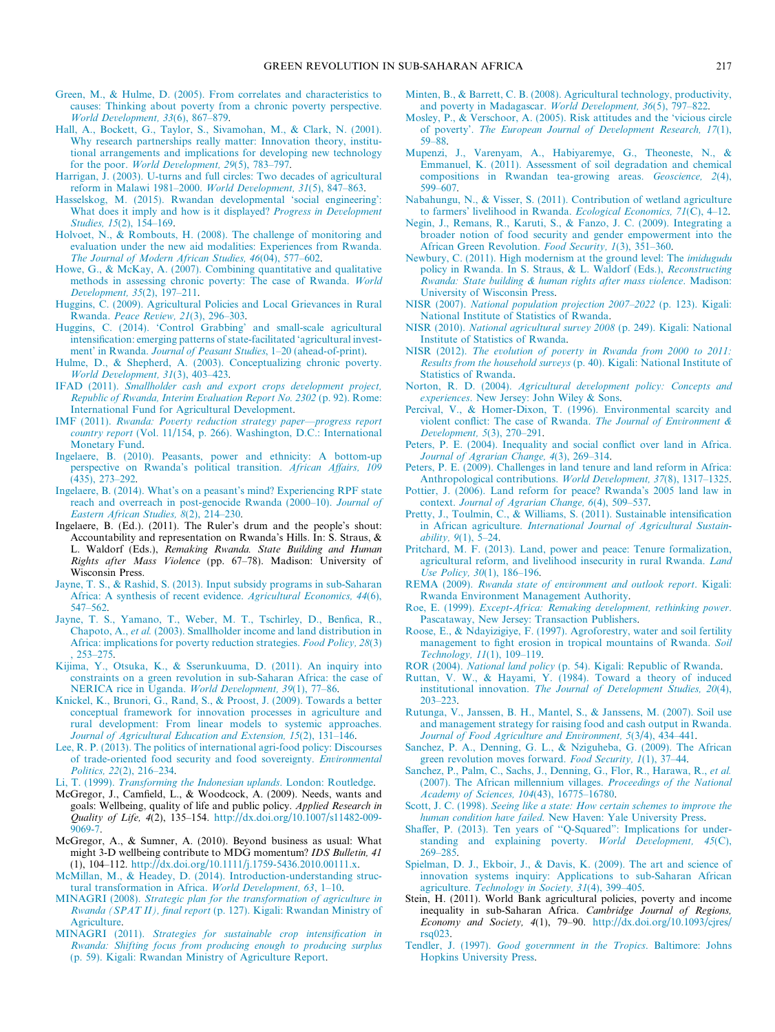Green, M., & Hulme, D. (2005). From correlates and characteristics to causes: Thinking about poverty from a chronic poverty perspective. *World Development, 33*(6), 867–879.

Hall, A., Bockett, G., Taylor, S., Sivamohan, M., & Clark, N. (2001). Why research partnerships really matter: Innovation theory, institutional arrangements and implications for developing new technology for the poor. *World Development, 29*(5), 783–797.

Harrigan, J. (2003). U-turns and full circles: Two decades of agricultural reform in Malawi 1981–2000. *World Development, 31*(5), 847–863.

Hasselskog, M. (2015). Rwandan developmental 'social engineering': What does it imply and how is it displayed? *Progress in Development Studies, 15*(2), 154–169.

Holvoet, N., & Rombouts, H. (2008). The challenge of monitoring and evaluation under the new aid modalities: Experiences from Rwanda. *The Journal of Modern African Studies, 46*(04), 577–602.

Howe, G., & McKay, A. (2007). Combining quantitative and qualitative methods in assessing chronic poverty: The case of Rwanda. *World Development, 35*(2), 197–211.

Huggins, C. (2009). Agricultural Policies and Local Grievances in Rural Rwanda. *Peace Review, 21*(3), 296–303.

Huggins, C. (2014). 'Control Grabbing' and small-scale agricultural intensification: emerging patterns of state-facilitated 'agricultural investment' in Rwanda. *Journal of Peasant Studies*, 1–20 (ahead-of-print).

Hulme, D., & Shepherd, A. (2003). Conceptualizing chronic poverty. *World Development, 31*(3), 403–423.

IFAD (2011). *Smallholder cash and export crops development project, Republic of Rwanda, Interim Evaluation Report No. 2302* (p. 92). Rome: International Fund for Agricultural Development.

IMF (2011). *Rwanda: Poverty reduction strategy paper—progress report country report* (Vol. 11/154, p. 266). Washington, D.C.: International Monetary Fund.

Ingelaere, B. (2010). Peasants, power and ethnicity: A bottom-up perspective on Rwanda's political transition. *African Affairs, 109* (435), 273–292.

Ingelaere, B (2014). What's on a peasant's mind? Experiencing RPF state reach and overreach in post-genocide Rwanda (2000–10). *Journal of Eastern African Studies, 8*(2), 214–230.

Ingelaere, B. (Ed.). (2011). The Ruler's drum and the people's shout: Accountability and representation on Rwanda's Hills. In: S. Straus, & L. Waldorf (Eds.), *Remaking Rwanda. State Building and Human Rights after Mass Violence* (pp. 67–78). Madison: University of Wisconsin Press.

Jayne, T. S., & Rashid, S. (2013). Input subsidy programs in sub-Saharan Africa: A synthesis of recent evidence. *Agricultural Economics, 44*(6), 547–562.

Jayne, T. S., Yamano, T., Weber, M. T., Tschirley, D., Benfica, R., Chapoto, A., *et al.* (2003). Smallholder income and land distribution in Africa: implications for poverty reduction strategies. *Food Policy, 28*(3), 253–275.

Kijima, Y., Otsuka, K., & Sserunkuuma, D. (2011). An inquiry into constraints on a green revolution in sub-Saharan Africa: the case of NERICA rice in Uganda. *World Development, 39*(1), 77–86.

Knickel, K., Brunori, G., Rand, S., & Proost, J. (2009). Towards a better conceptual framework for innovation processes in agriculture and rural development: From linear models to systemic approaches. *Journal of Agricultural Education and Extension, 15*(2), 131–146.

Lee, R. P. (2013). The politics of international agri-food policy: Discourses of trade-oriented food security and food sovereignty. *Environmental Politics, 22*(2), 216–234.

Li, T. (1999). *Transforming the Indonesian uplands*. London: Routledge.

McGregor, J., Camfield, L., & Woodcock, A. (2009). Needs, wants and goals: Wellbeing, quality of life and public policy. *Applied Research in Quality of Life, 4*(2), 135–154. http://dx.doi.org/10.1007/s11482-009-9069-7.

McGregor, A., & Sumner, A. (2010). Beyond business as usual: What might 3-D wellbeing contribute to MDG momentum? *IDS Bulletin, 41* (1), 104–112. http://dx.doi.org/10.1111/j.1759-5436.2010.00111.x.

McMillan, M., & Headey, D. (2014). Introduction-understanding structural transformation in Africa. *World Development, 63*, 1–10.

MINAGRI (2008). *Strategic plan for the transformation of agriculture in Rwanda (SPAT II), final report* (p. 127). Kigali: Rwandan Ministry of Agriculture.

MINAGRI (2011). *Strategies for sustainable crop intensification in Rwanda: Shifting focus from producing enough to producing surplus* (p. 59). Kigali: Rwandan Ministry of Agriculture Report.

Minten, B., & Barrett, C. B. (2008). Agricultural technology, productivity, and poverty in Madagascar. *World Development, 36*(5), 797–822.

Mosley, P., & Verschoor, A. (2005). Risk attitudes and the 'vicious circle of poverty'. *The European Journal of Development Research, 17*(1), 59–88.

Mupenzi, J., Varenyam, A., Habiyaremye, G., Theoneste, N., & Emmanuel, K. (2011). Assessment of soil degradation and chemical compositions in Rwandan tea-growing areas. *Geoscience, 2*(4), 599–607.

Nabahungu, N., & Visser, S. (2011). Contribution of wetland agriculture to farmers' livelihood in Rwanda. *Ecological Economics, 71*(C), 4–12.

Negin, J., Remans, R., Karuti, S., & Fanzo, J. C. (2009). Integrating a broader notion of food security and gender empowerment into the African Green Revolution. *Food Security, 1*(3), 351–360.

Newbury, C. (2011). High modernism at the ground level: The *imidugudu* policy in Rwanda. In S. Straus, & L. Waldorf (Eds.), *Reconstructing Rwanda: State building & human rights after mass violence*. Madison: University of Wisconsin Press.

NISR (2007). *National population projection 2007–2022* (p. 123). Kigali: National Institute of Statistics of Rwanda.

NISR (2010). *National agricultural survey 2008* (p. 249). Kigali: National Institute of Statistics of Rwanda.

NISR (2012). *The evolution of poverty in Rwanda from 2000 to 2011: Results from the household surveys* (p. 40). Kigali: National Institute of Statistics of Rwanda.

Norton, R. D. (2004). *Agricultural development policy: Concepts and experiences*. New Jersey: John Wiley & Sons.

Percival, V., & Homer-Dixon, T. (1996). Environmental scarcity and violent conflict: The case of Rwanda. *The Journal of Environment & Development, 5*(3), 270–291.

Peters, P. E. (2004). Inequality and social conflict over land in Africa. *Journal of Agrarian Change, 4*(3), 269–314.

Peters, P. E. (2009). Challenges in land tenure and land reform in Africa: Anthropological contributions. *World Development, 37*(8), 1317–1325.

Pottier, J. (2006). Land reform for peace? Rwanda's 2005 land law in context. *Journal of Agrarian Change, 6*(4), 509–537.

Pretty, J., Toulmin, C., & Williams, S. (2011). Sustainable intensification in African agriculture. *International Journal of Agricultural Sustainability, 9*(1), 5–24.

Pritchard, M. F. (2013). Land, power and peace: Tenure formalization, agricultural reform, and livelihood insecurity in rural Rwanda. *Land Use Policy, 30*(1), 186–196.

REMA (2009). *Rwanda state of environment and outlook report*. Kigali: Rwanda Environment Management Authority.

Roe, E. (1999). *Except-Africa: Remaking development, rethinking power*. Pascataway, New Jersey: Transaction Publishers.

Roose, E., & Ndayizigiye, F. (1997). Agroforestry, water and soil fertility management to fight erosion in tropical mountains of Rwanda. *Soil Technology, 11*(1), 109–119.

ROR (2004). *National land policy* (p. 54). Kigali: Republic of Rwanda.

Ruttan, V. W., & Hayami, Y. (1984). Toward a theory of induced institutional innovation. *The Journal of Development Studies, 20*(4), 203–223.

Rutunga, V., Janssen, B. H., Mantel, S., & Janssens, M. (2007). Soil use and management strategy for raising food and cash output in Rwanda. *Journal of Food Agriculture and Environment, 5*(3/4), 434–441.

Sanchez, P. A., Denning, G. L., & Nziguheba, G. (2009). The African green revolution moves forward. *Food Security, 1*(1), 37–44.

Sanchez, P., Palm, C., Sachs, J., Denning, G., Flor, R., Harawa, R., *et al.* (2007). The African millennium villages. *Proceedings of the National Academy of Sciences, 104*(43), 16775–16780.

Scott, J. C. (1998). *Seeing like a state: How certain schemes to improve the human condition have failed*. New Haven: Yale University Press.

Shaffer, P. (2013). Ten years of "Q-Squared": Implications for understanding and explaining poverty. *World Development, 45*(C), 269–285.

Spielman, D. J., Ekboir, J., & Davis, K. (2009). The art and science of innovation systems inquiry: Applications to sub-Saharan African agriculture. *Technology in Society, 31*(4), 399–405.

Stein, H. (2011). World Bank agricultural policies, poverty and income inequality in sub-Saharan Africa. *Cambridge Journal of Regions, Economy and Society, 4*(1), 79–90. http://dx.doi.org/10.1093/cjres/rsq023.

Tendler, J. (1997). *Good government in the Tropics*. Baltimore: Johns Hopkins University Press.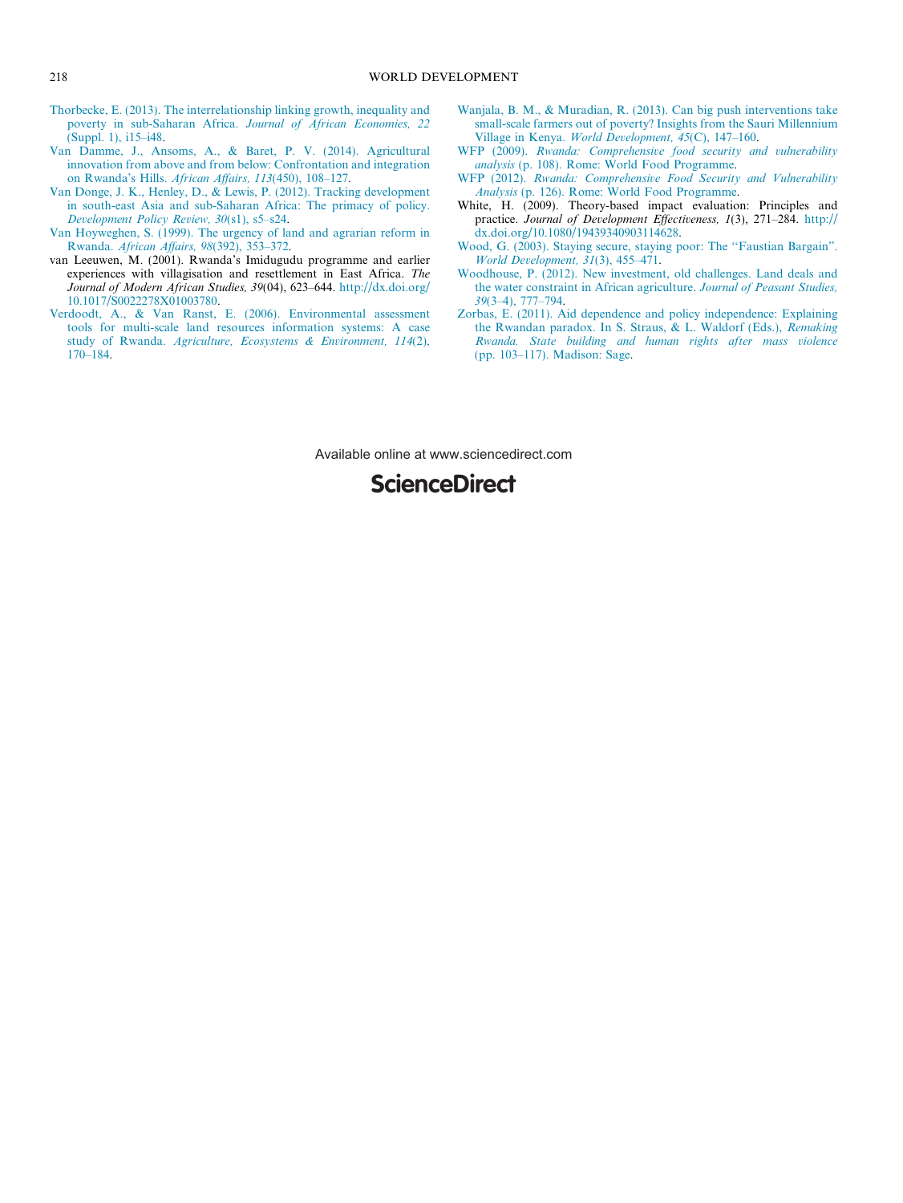Thorbecke, E. (2013). The interrelationship linking growth, inequality and poverty in sub-Saharan Africa. *Journal of African Economies, 22* (Suppl. 1), i15–i48.

Van Damme, J., Ansoms, A., & Baret, P. V. (2014). Agricultural innovation from above and from below: Confrontation and integration on Rwanda's Hills. *African Affairs, 113*(450), 108–127.

Van Donge, J. K., Henley, D., & Lewis, P. (2012). Tracking development in south-east Asia and sub-Saharan Africa: The primacy of policy. *Development Policy Review, 30*(s1), s5–s24.

Van Hoyweghen, S. (1999). The urgency of land and agrarian reform in Rwanda. *African Affairs, 98*(392), 353–372.

van Leeuwen, M. (2001). Rwanda's Imidugudu programme and earlier experiences with villagisation and resettlement in East Africa. *The Journal of Modern African Studies, 39*(04), 623–644. http://dx.doi.org/10.1017/S0022278X01003780.

Verdoodt, A., & Van Ranst, E. (2006). Environmental assessment tools for multi-scale land resources information systems: A case study of Rwanda. *Agriculture, Ecosystems & Environment, 114*(2), 170–184.

Wanjala, B. M., & Muradian, R. (2013). Can big push interventions take small-scale farmers out of poverty? Insights from the Sauri Millennium Village in Kenya. *World Development, 45*(C), 147–160.

WFP (2009). *Rwanda: Comprehensive food security and vulnerability analysis* (p. 108). Rome: World Food Programme.

WFP (2012). *Rwanda: Comprehensive Food Security and Vulnerability Analysis* (p. 126). Rome: World Food Programme.

White, H. (2009). Theory-based impact evaluation: Principles and practice. *Journal of Development Effectiveness, 1*(3), 271–284. http://dx.doi.org/10.1080/19439340903114628.

Wood, G. (2003). Staying secure, staying poor: The "Faustian Bargain". *World Development, 31*(3), 455–471.

Woodhouse, P. (2012). New investment, old challenges. Land deals and the water constraint in African agriculture. *Journal of Peasant Studies, 39*(3–4), 777–794.

Zorbas, E. (2011). Aid dependence and policy independence: Explaining the Rwandan paradox. In S. Straus, & L. Waldorf (Eds.), *Remaking Rwanda. State building and human rights after mass violence* (pp. 103–117). Madison: Sage.

Available online at www.sciencedirect.com

**ScienceDirect**